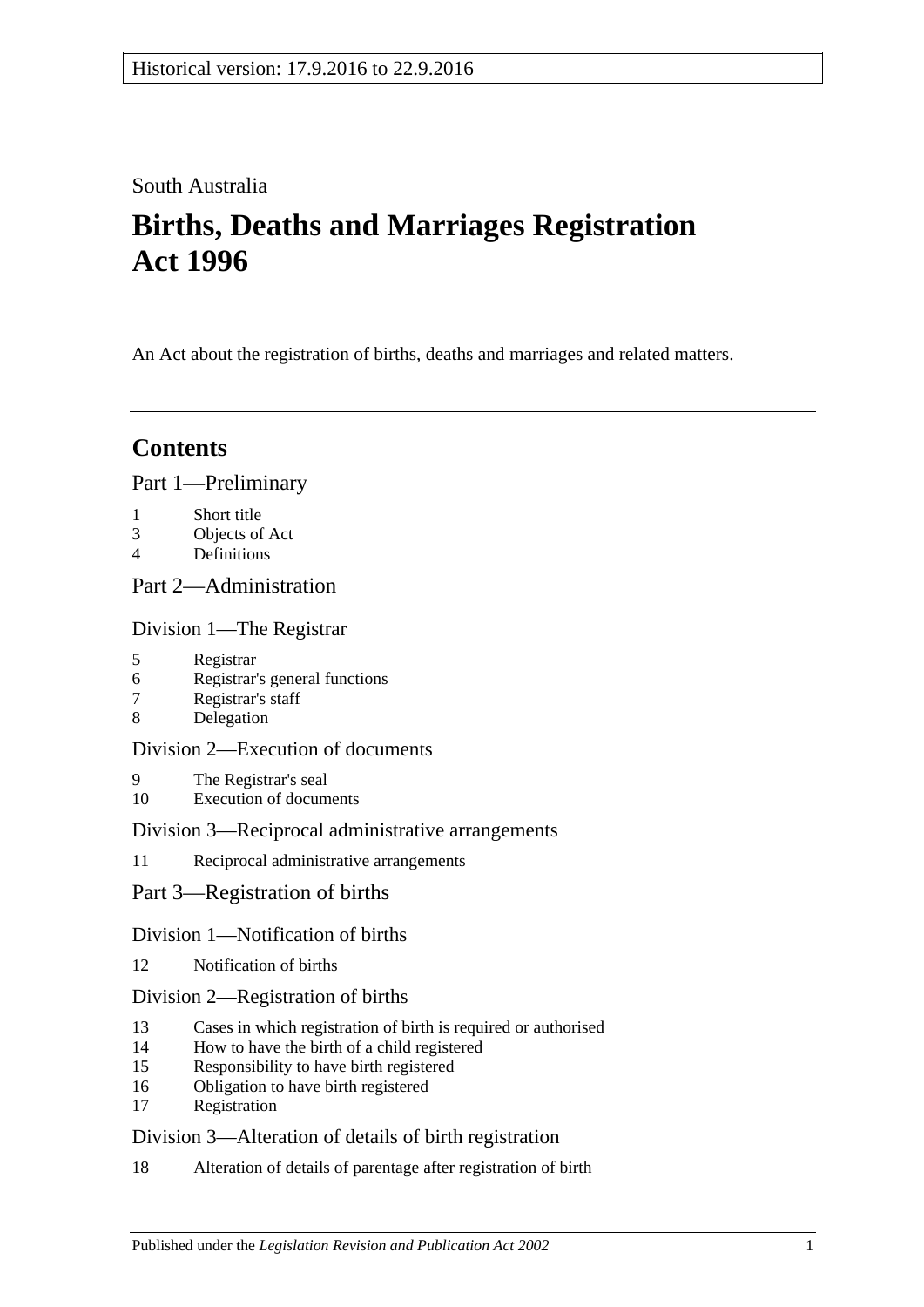Historical version: 17.9.2016 to 22.9.2016

South Australia

# Births, Deaths and Marriages Registration Act 1996

An Act about the registration of births, deaths and marriages and related matters.

---

## Contents

### Part 1—Preliminary

1 Short title
3 Objects of Act
4 Definitions

### Part 2—Administration

#### Division 1—The Registrar

5 Registrar
6 Registrar's general functions
7 Registrar's staff
8 Delegation

#### Division 2—Execution of documents

9 The Registrar's seal
10 Execution of documents

#### Division 3—Reciprocal administrative arrangements

11 Reciprocal administrative arrangements

### Part 3—Registration of births

#### Division 1—Notification of births

12 Notification of births

#### Division 2—Registration of births

13 Cases in which registration of birth is required or authorised
14 How to have the birth of a child registered
15 Responsibility to have birth registered
16 Obligation to have birth registered
17 Registration

#### Division 3—Alteration of details of birth registration

18 Alteration of details of parentage after registration of birth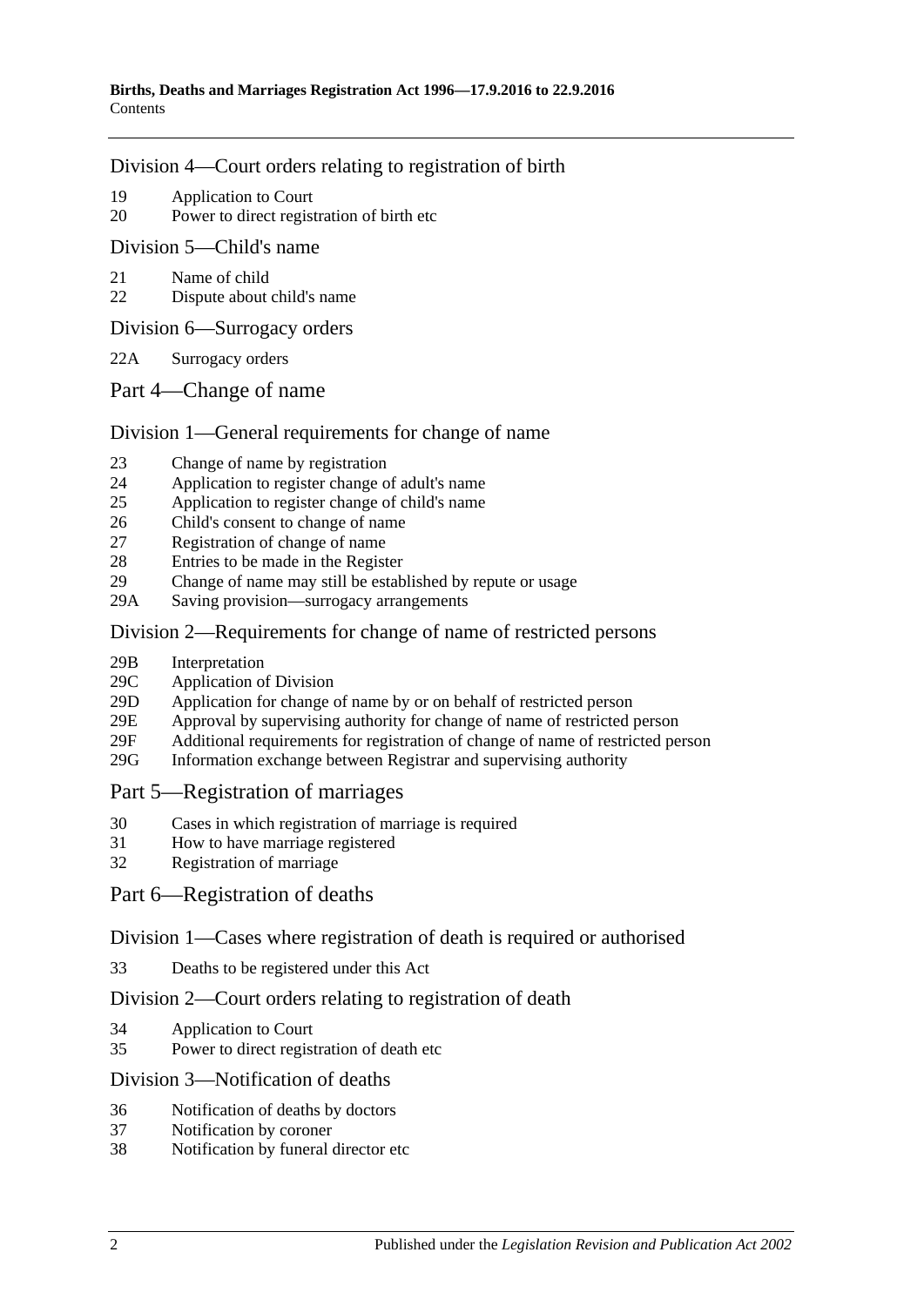### Division 4—Court orders relating to registration of birth

- 19 Application to Court
- 20 Power to direct registration of birth etc

### Division 5—Child's name

- 21 Name of child
- 22 Dispute about child's name

### Division 6—Surrogacy orders

- 22A Surrogacy orders

## Part 4—Change of name

### Division 1—General requirements for change of name

- 23 Change of name by registration
- 24 Application to register change of adult's name
- 25 Application to register change of child's name
- 26 Child's consent to change of name
- 27 Registration of change of name
- 28 Entries to be made in the Register
- 29 Change of name may still be established by repute or usage
- 29A Saving provision—surrogacy arrangements

### Division 2—Requirements for change of name of restricted persons

- 29B Interpretation
- 29C Application of Division
- 29D Application for change of name by or on behalf of restricted person
- 29E Approval by supervising authority for change of name of restricted person
- 29F Additional requirements for registration of change of name of restricted person
- 29G Information exchange between Registrar and supervising authority

## Part 5—Registration of marriages

- 30 Cases in which registration of marriage is required
- 31 How to have marriage registered
- 32 Registration of marriage

## Part 6—Registration of deaths

### Division 1—Cases where registration of death is required or authorised

- 33 Deaths to be registered under this Act

### Division 2—Court orders relating to registration of death

- 34 Application to Court
- 35 Power to direct registration of death etc

### Division 3—Notification of deaths

- 36 Notification of deaths by doctors
- 37 Notification by coroner
- 38 Notification by funeral director etc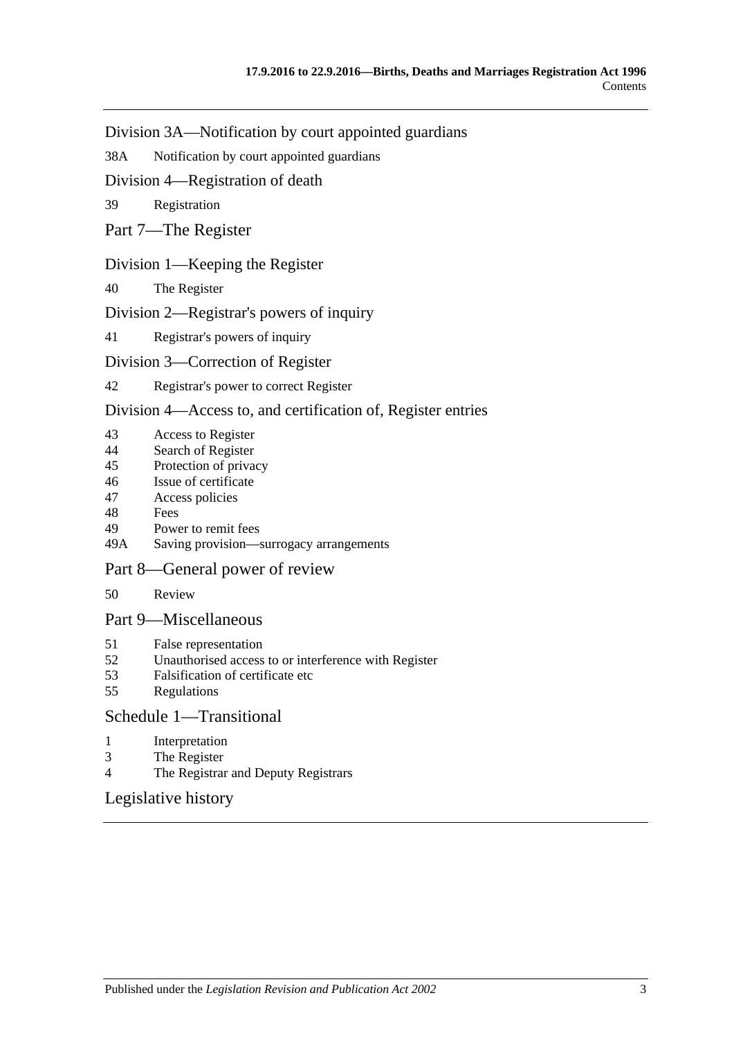Division 3A—Notification by court appointed guardians

38A Notification by court appointed guardians

Division 4—Registration of death

39 Registration

Part 7—The Register

Division 1—Keeping the Register

40 The Register

Division 2—Registrar's powers of inquiry

41 Registrar's powers of inquiry

Division 3—Correction of Register

42 Registrar's power to correct Register

Division 4—Access to, and certification of, Register entries

43 Access to Register
44 Search of Register
45 Protection of privacy
46 Issue of certificate
47 Access policies
48 Fees
49 Power to remit fees
49A Saving provision—surrogacy arrangements

Part 8—General power of review

50 Review

Part 9—Miscellaneous

51 False representation
52 Unauthorised access to or interference with Register
53 Falsification of certificate etc
55 Regulations

Schedule 1—Transitional

1 Interpretation
3 The Register
4 The Registrar and Deputy Registrars

Legislative history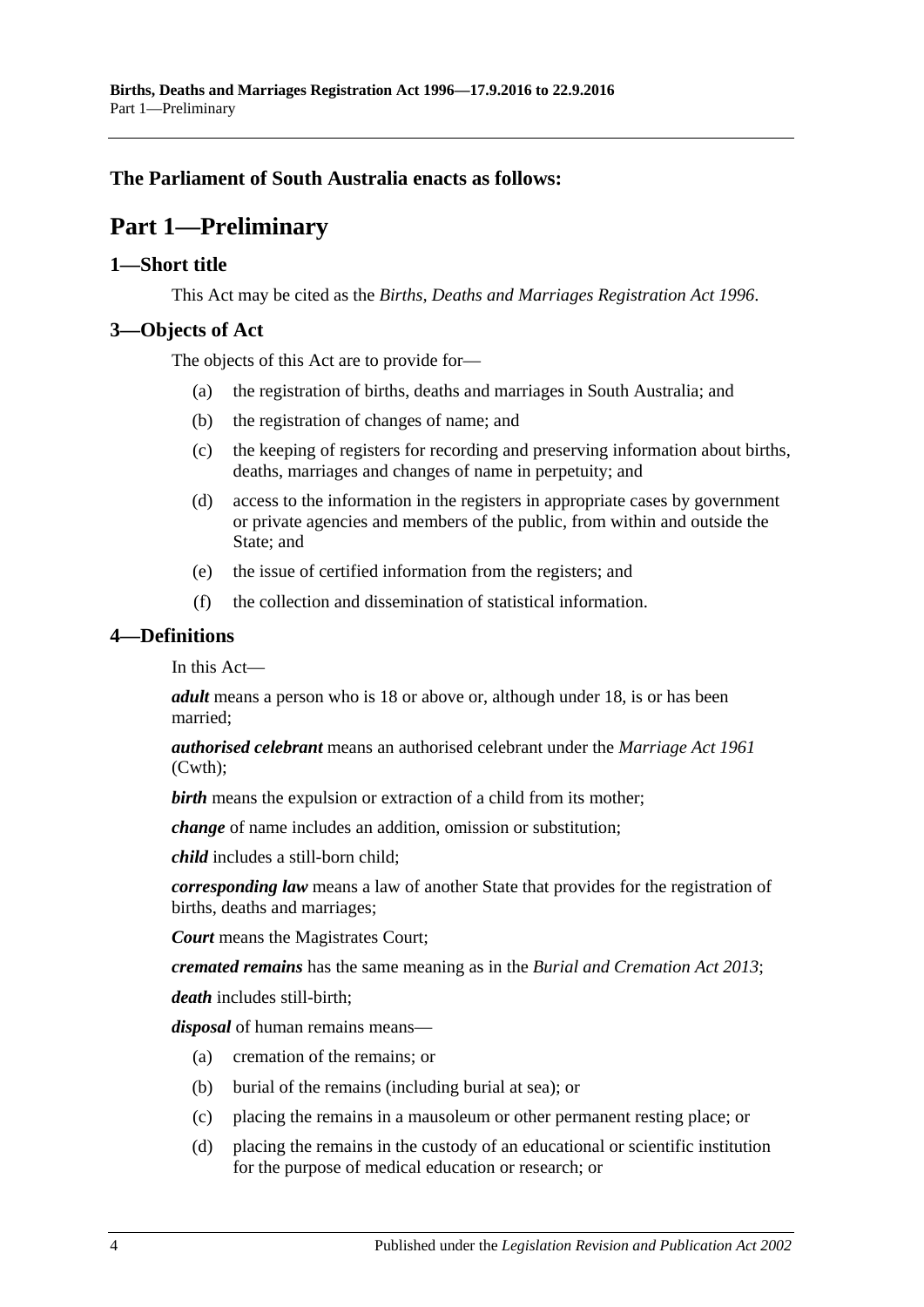**The Parliament of South Australia enacts as follows:**

# Part 1—Preliminary

## 1—Short title

This Act may be cited as the *Births, Deaths and Marriages Registration Act 1996*.

## 3—Objects of Act

The objects of this Act are to provide for—

(a) the registration of births, deaths and marriages in South Australia; and

(b) the registration of changes of name; and

(c) the keeping of registers for recording and preserving information about births, deaths, marriages and changes of name in perpetuity; and

(d) access to the information in the registers in appropriate cases by government or private agencies and members of the public, from within and outside the State; and

(e) the issue of certified information from the registers; and

(f) the collection and dissemination of statistical information.

## 4—Definitions

In this Act—

***adult*** means a person who is 18 or above or, although under 18, is or has been married;

***authorised celebrant*** means an authorised celebrant under the *Marriage Act 1961* (Cwth);

***birth*** means the expulsion or extraction of a child from its mother;

***change*** of name includes an addition, omission or substitution;

***child*** includes a still-born child;

***corresponding law*** means a law of another State that provides for the registration of births, deaths and marriages;

***Court*** means the Magistrates Court;

***cremated remains*** has the same meaning as in the *Burial and Cremation Act 2013*;

***death*** includes still-birth;

***disposal*** of human remains means—

(a) cremation of the remains; or

(b) burial of the remains (including burial at sea); or

(c) placing the remains in a mausoleum or other permanent resting place; or

(d) placing the remains in the custody of an educational or scientific institution for the purpose of medical education or research; or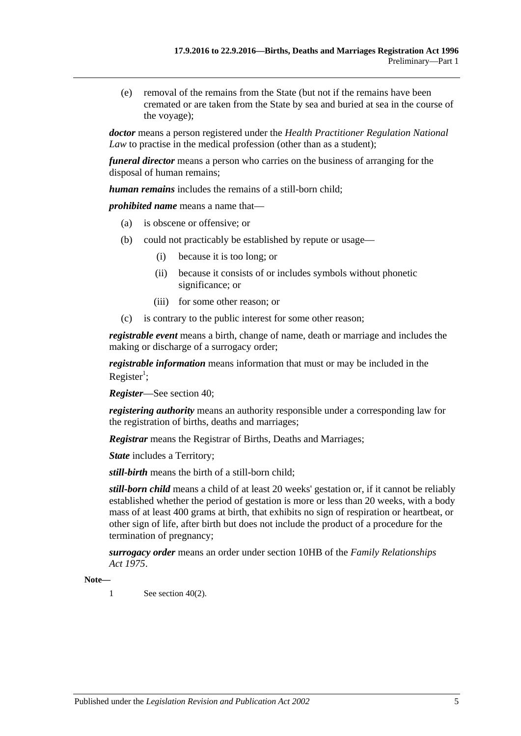(e) removal of the remains from the State (but not if the remains have been cremated or are taken from the State by sea and buried at sea in the course of the voyage);

***doctor*** means a person registered under the *Health Practitioner Regulation National Law* to practise in the medical profession (other than as a student);

***funeral director*** means a person who carries on the business of arranging for the disposal of human remains;

***human remains*** includes the remains of a still-born child;

***prohibited name*** means a name that—

(a) is obscene or offensive; or

(b) could not practicably be established by repute or usage—

  (i) because it is too long; or

  (ii) because it consists of or includes symbols without phonetic significance; or

  (iii) for some other reason; or

(c) is contrary to the public interest for some other reason;

***registrable event*** means a birth, change of name, death or marriage and includes the making or discharge of a surrogacy order;

***registrable information*** means information that must or may be included in the Register[1];

***Register***—See section 40;

***registering authority*** means an authority responsible under a corresponding law for the registration of births, deaths and marriages;

***Registrar*** means the Registrar of Births, Deaths and Marriages;

***State*** includes a Territory;

***still-birth*** means the birth of a still-born child;

***still-born child*** means a child of at least 20 weeks' gestation or, if it cannot be reliably established whether the period of gestation is more or less than 20 weeks, with a body mass of at least 400 grams at birth, that exhibits no sign of respiration or heartbeat, or other sign of life, after birth but does not include the product of a procedure for the termination of pregnancy;

***surrogacy order*** means an order under section 10HB of the *Family Relationships Act 1975*.

**Note—**

1 See section 40(2).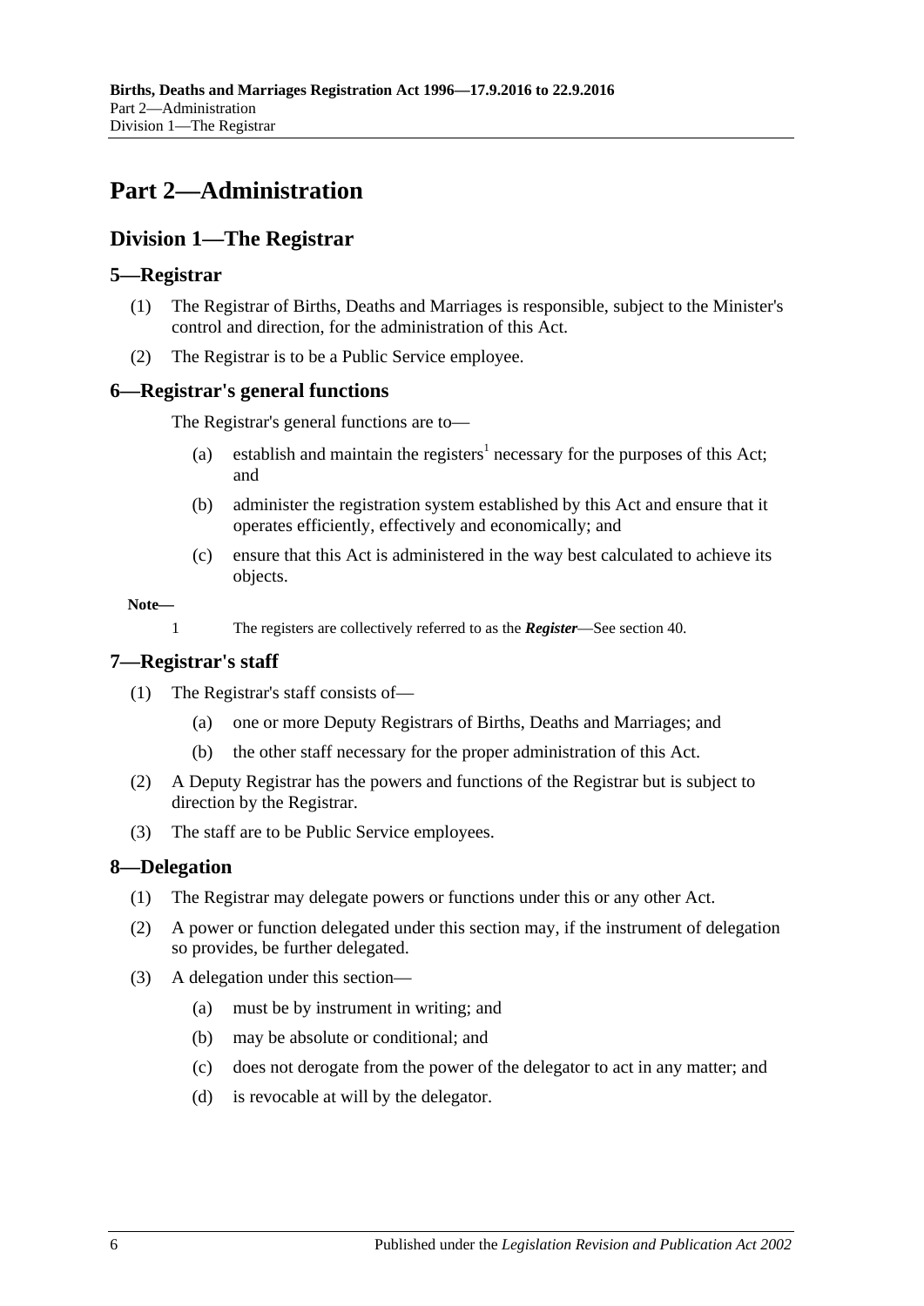# Part 2—Administration

## Division 1—The Registrar

### 5—Registrar

(1) The Registrar of Births, Deaths and Marriages is responsible, subject to the Minister's control and direction, for the administration of this Act.

(2) The Registrar is to be a Public Service employee.

### 6—Registrar's general functions

The Registrar's general functions are to—

(a) establish and maintain the registers[1] necessary for the purposes of this Act; and

(b) administer the registration system established by this Act and ensure that it operates efficiently, effectively and economically; and

(c) ensure that this Act is administered in the way best calculated to achieve its objects.

**Note—**

1 The registers are collectively referred to as the ***Register***—See section 40.

### 7—Registrar's staff

(1) The Registrar's staff consists of—

(a) one or more Deputy Registrars of Births, Deaths and Marriages; and

(b) the other staff necessary for the proper administration of this Act.

(2) A Deputy Registrar has the powers and functions of the Registrar but is subject to direction by the Registrar.

(3) The staff are to be Public Service employees.

### 8—Delegation

(1) The Registrar may delegate powers or functions under this or any other Act.

(2) A power or function delegated under this section may, if the instrument of delegation so provides, be further delegated.

(3) A delegation under this section—

(a) must be by instrument in writing; and

(b) may be absolute or conditional; and

(c) does not derogate from the power of the delegator to act in any matter; and

(d) is revocable at will by the delegator.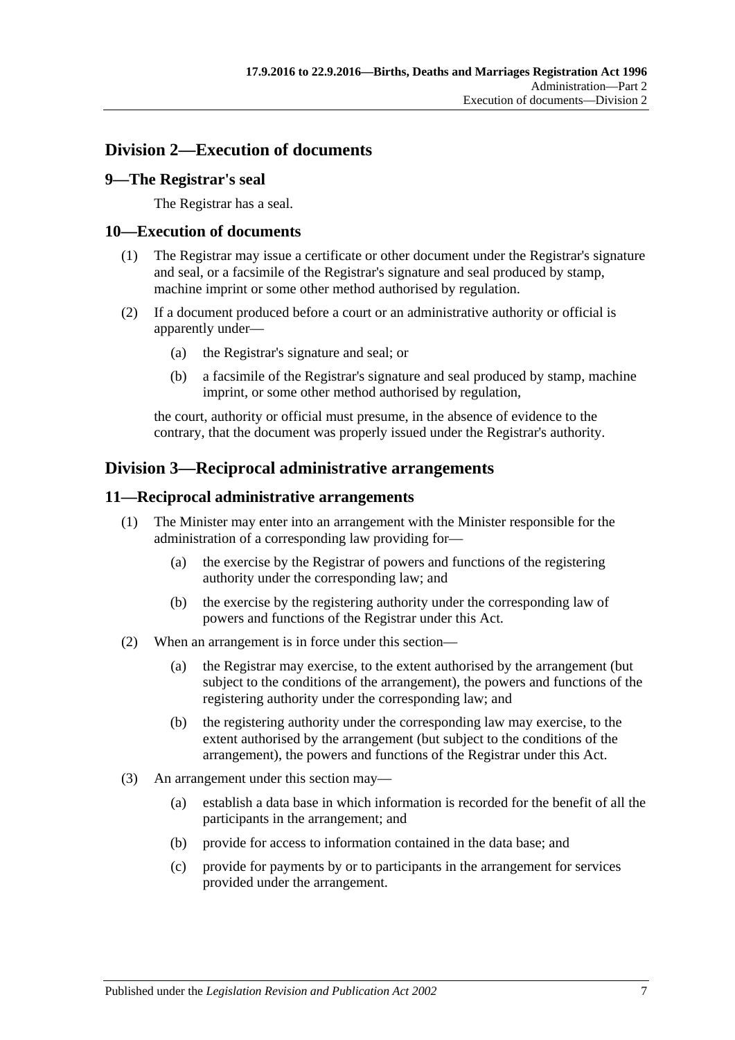## Division 2—Execution of documents

### 9—The Registrar's seal

The Registrar has a seal.

### 10—Execution of documents

(1) The Registrar may issue a certificate or other document under the Registrar's signature and seal, or a facsimile of the Registrar's signature and seal produced by stamp, machine imprint or some other method authorised by regulation.

(2) If a document produced before a court or an administrative authority or official is apparently under—

(a) the Registrar's signature and seal; or

(b) a facsimile of the Registrar's signature and seal produced by stamp, machine imprint, or some other method authorised by regulation,

the court, authority or official must presume, in the absence of evidence to the contrary, that the document was properly issued under the Registrar's authority.

## Division 3—Reciprocal administrative arrangements

### 11—Reciprocal administrative arrangements

(1) The Minister may enter into an arrangement with the Minister responsible for the administration of a corresponding law providing for—

(a) the exercise by the Registrar of powers and functions of the registering authority under the corresponding law; and

(b) the exercise by the registering authority under the corresponding law of powers and functions of the Registrar under this Act.

(2) When an arrangement is in force under this section—

(a) the Registrar may exercise, to the extent authorised by the arrangement (but subject to the conditions of the arrangement), the powers and functions of the registering authority under the corresponding law; and

(b) the registering authority under the corresponding law may exercise, to the extent authorised by the arrangement (but subject to the conditions of the arrangement), the powers and functions of the Registrar under this Act.

(3) An arrangement under this section may—

(a) establish a data base in which information is recorded for the benefit of all the participants in the arrangement; and

(b) provide for access to information contained in the data base; and

(c) provide for payments by or to participants in the arrangement for services provided under the arrangement.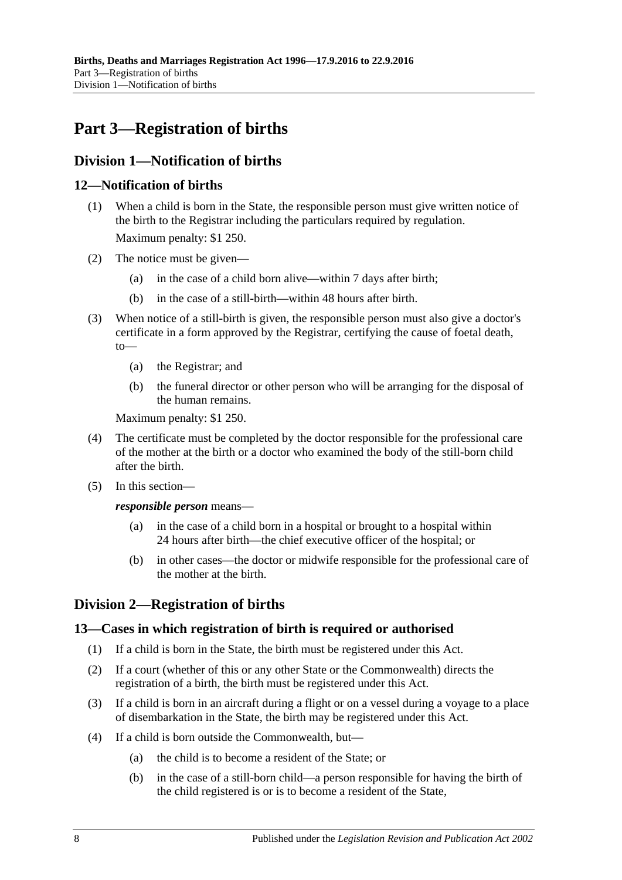# Part 3—Registration of births

## Division 1—Notification of births

### 12—Notification of births

(1) When a child is born in the State, the responsible person must give written notice of the birth to the Registrar including the particulars required by regulation.

Maximum penalty: $1 250.

(2) The notice must be given—

(a) in the case of a child born alive—within 7 days after birth;

(b) in the case of a still-birth—within 48 hours after birth.

(3) When notice of a still-birth is given, the responsible person must also give a doctor's certificate in a form approved by the Registrar, certifying the cause of foetal death, to—

(a) the Registrar; and

(b) the funeral director or other person who will be arranging for the disposal of the human remains.

Maximum penalty: $1 250.

(4) The certificate must be completed by the doctor responsible for the professional care of the mother at the birth or a doctor who examined the body of the still-born child after the birth.

(5) In this section—

***responsible person*** means—

(a) in the case of a child born in a hospital or brought to a hospital within 24 hours after birth—the chief executive officer of the hospital; or

(b) in other cases—the doctor or midwife responsible for the professional care of the mother at the birth.

## Division 2—Registration of births

### 13—Cases in which registration of birth is required or authorised

(1) If a child is born in the State, the birth must be registered under this Act.

(2) If a court (whether of this or any other State or the Commonwealth) directs the registration of a birth, the birth must be registered under this Act.

(3) If a child is born in an aircraft during a flight or on a vessel during a voyage to a place of disembarkation in the State, the birth may be registered under this Act.

(4) If a child is born outside the Commonwealth, but—

(a) the child is to become a resident of the State; or

(b) in the case of a still-born child—a person responsible for having the birth of the child registered is or is to become a resident of the State,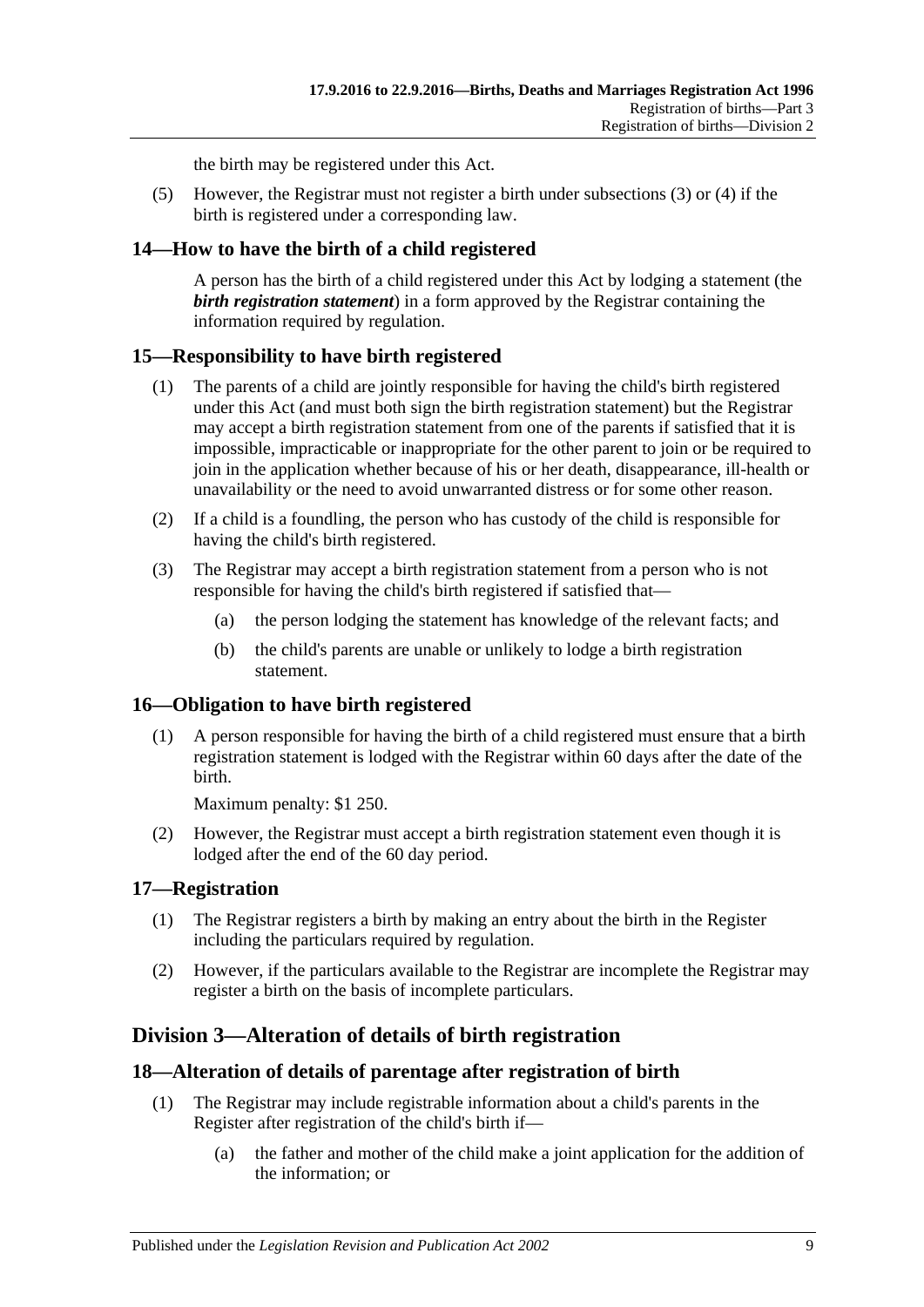the birth may be registered under this Act.

(5) However, the Registrar must not register a birth under subsections (3) or (4) if the birth is registered under a corresponding law.

## 14—How to have the birth of a child registered

A person has the birth of a child registered under this Act by lodging a statement (the ***birth registration statement***) in a form approved by the Registrar containing the information required by regulation.

## 15—Responsibility to have birth registered

(1) The parents of a child are jointly responsible for having the child's birth registered under this Act (and must both sign the birth registration statement) but the Registrar may accept a birth registration statement from one of the parents if satisfied that it is impossible, impracticable or inappropriate for the other parent to join or be required to join in the application whether because of his or her death, disappearance, ill-health or unavailability or the need to avoid unwarranted distress or for some other reason.

(2) If a child is a foundling, the person who has custody of the child is responsible for having the child's birth registered.

(3) The Registrar may accept a birth registration statement from a person who is not responsible for having the child's birth registered if satisfied that—

- (a) the person lodging the statement has knowledge of the relevant facts; and
- (b) the child's parents are unable or unlikely to lodge a birth registration statement.

## 16—Obligation to have birth registered

(1) A person responsible for having the birth of a child registered must ensure that a birth registration statement is lodged with the Registrar within 60 days after the date of the birth.

Maximum penalty: $1 250.

(2) However, the Registrar must accept a birth registration statement even though it is lodged after the end of the 60 day period.

## 17—Registration

(1) The Registrar registers a birth by making an entry about the birth in the Register including the particulars required by regulation.

(2) However, if the particulars available to the Registrar are incomplete the Registrar may register a birth on the basis of incomplete particulars.

# Division 3—Alteration of details of birth registration

## 18—Alteration of details of parentage after registration of birth

(1) The Registrar may include registrable information about a child's parents in the Register after registration of the child's birth if—

- (a) the father and mother of the child make a joint application for the addition of the information; or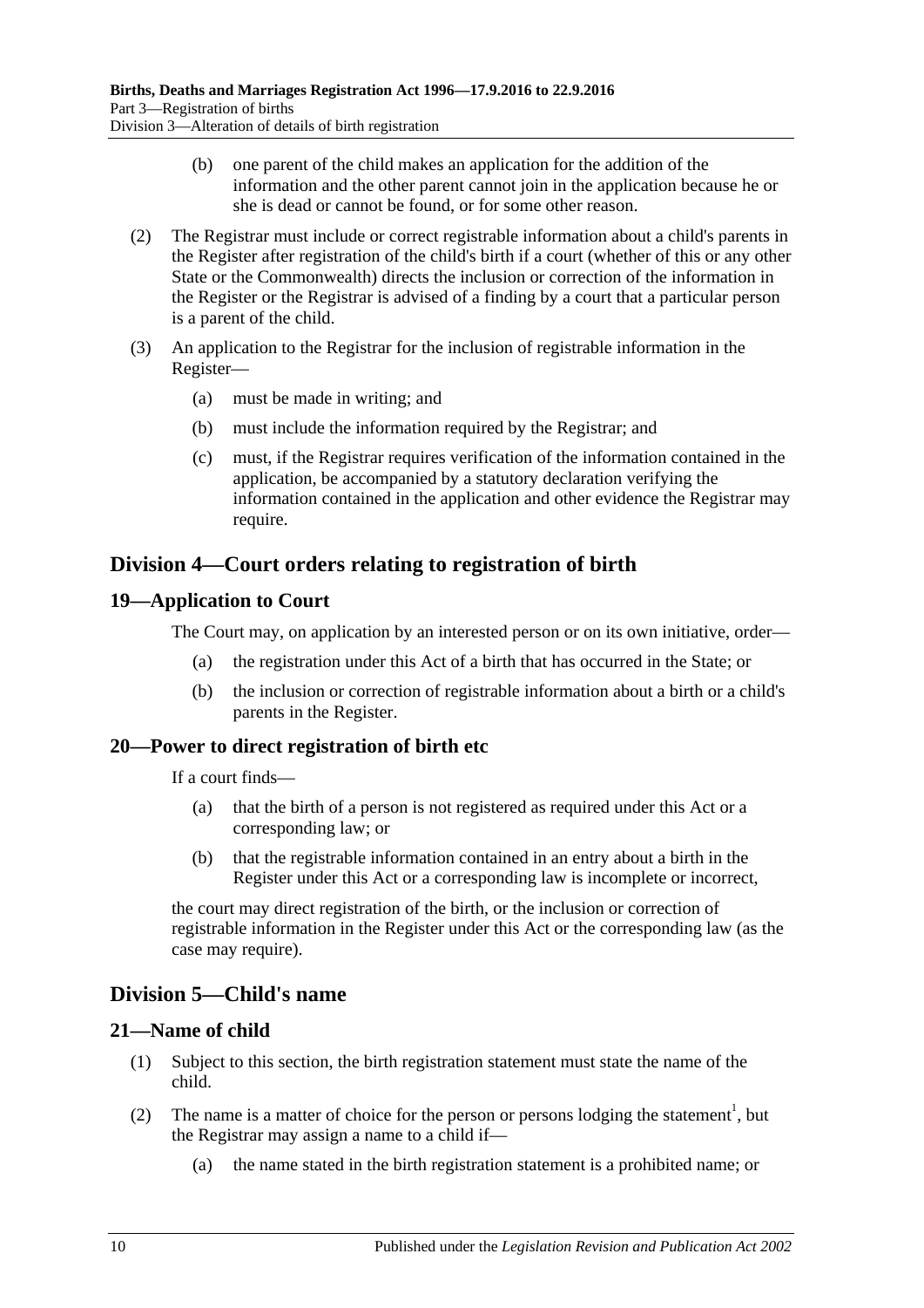(b) one parent of the child makes an application for the addition of the information and the other parent cannot join in the application because he or she is dead or cannot be found, or for some other reason.

(2) The Registrar must include or correct registrable information about a child's parents in the Register after registration of the child's birth if a court (whether of this or any other State or the Commonwealth) directs the inclusion or correction of the information in the Register or the Registrar is advised of a finding by a court that a particular person is a parent of the child.

(3) An application to the Registrar for the inclusion of registrable information in the Register—

(a) must be made in writing; and

(b) must include the information required by the Registrar; and

(c) must, if the Registrar requires verification of the information contained in the application, be accompanied by a statutory declaration verifying the information contained in the application and other evidence the Registrar may require.

## Division 4—Court orders relating to registration of birth

### 19—Application to Court

The Court may, on application by an interested person or on its own initiative, order—

(a) the registration under this Act of a birth that has occurred in the State; or

(b) the inclusion or correction of registrable information about a birth or a child's parents in the Register.

### 20—Power to direct registration of birth etc

If a court finds—

(a) that the birth of a person is not registered as required under this Act or a corresponding law; or

(b) that the registrable information contained in an entry about a birth in the Register under this Act or a corresponding law is incomplete or incorrect,

the court may direct registration of the birth, or the inclusion or correction of registrable information in the Register under this Act or the corresponding law (as the case may require).

## Division 5—Child's name

### 21—Name of child

(1) Subject to this section, the birth registration statement must state the name of the child.

(2) The name is a matter of choice for the person or persons lodging the statement[1], but the Registrar may assign a name to a child if—

(a) the name stated in the birth registration statement is a prohibited name; or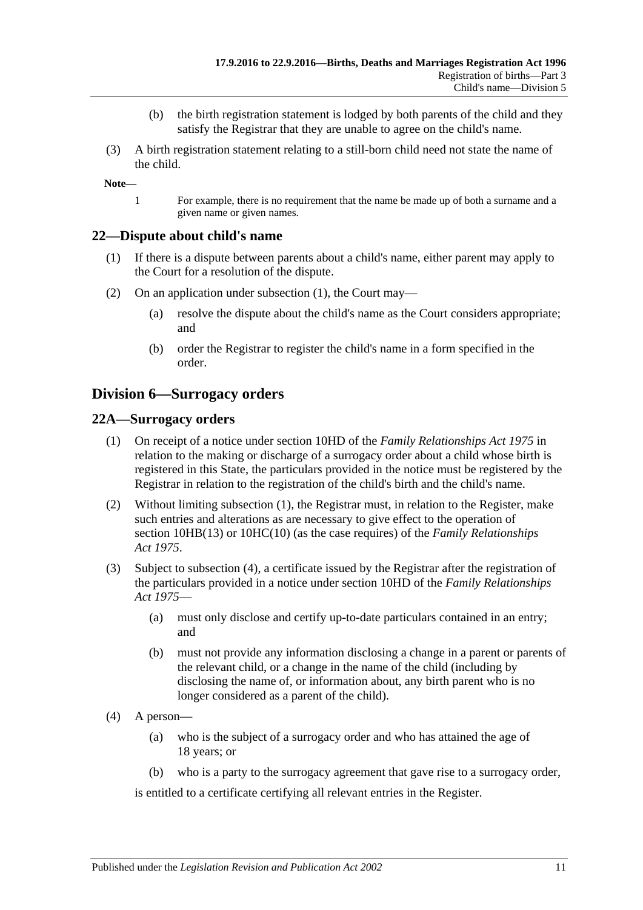(b) the birth registration statement is lodged by both parents of the child and they satisfy the Registrar that they are unable to agree on the child's name.

(3) A birth registration statement relating to a still-born child need not state the name of the child.

**Note—**

1 For example, there is no requirement that the name be made up of both a surname and a given name or given names.

## 22—Dispute about child's name

(1) If there is a dispute between parents about a child's name, either parent may apply to the Court for a resolution of the dispute.

(2) On an application under subsection (1), the Court may—

(a) resolve the dispute about the child's name as the Court considers appropriate; and

(b) order the Registrar to register the child's name in a form specified in the order.

# Division 6—Surrogacy orders

## 22A—Surrogacy orders

(1) On receipt of a notice under section 10HD of the *Family Relationships Act 1975* in relation to the making or discharge of a surrogacy order about a child whose birth is registered in this State, the particulars provided in the notice must be registered by the Registrar in relation to the registration of the child's birth and the child's name.

(2) Without limiting subsection (1), the Registrar must, in relation to the Register, make such entries and alterations as are necessary to give effect to the operation of section 10HB(13) or 10HC(10) (as the case requires) of the *Family Relationships Act 1975*.

(3) Subject to subsection (4), a certificate issued by the Registrar after the registration of the particulars provided in a notice under section 10HD of the *Family Relationships Act 1975*—

(a) must only disclose and certify up-to-date particulars contained in an entry; and

(b) must not provide any information disclosing a change in a parent or parents of the relevant child, or a change in the name of the child (including by disclosing the name of, or information about, any birth parent who is no longer considered as a parent of the child).

(4) A person—

(a) who is the subject of a surrogacy order and who has attained the age of 18 years; or

(b) who is a party to the surrogacy agreement that gave rise to a surrogacy order,

is entitled to a certificate certifying all relevant entries in the Register.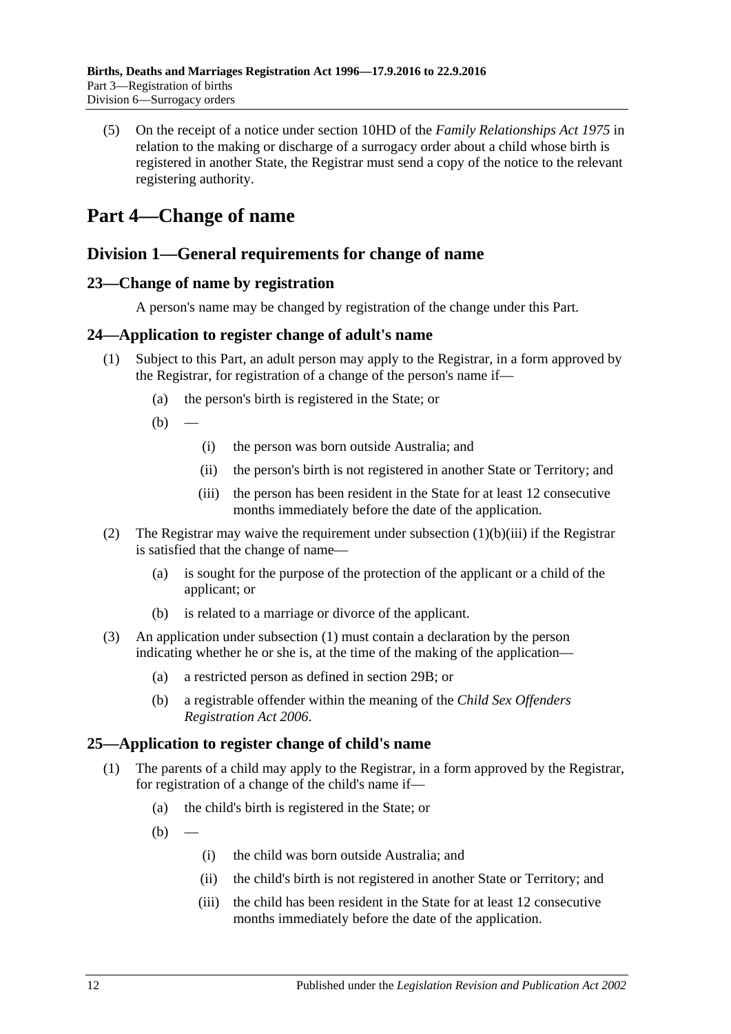(5) On the receipt of a notice under section 10HD of the *Family Relationships Act 1975* in relation to the making or discharge of a surrogacy order about a child whose birth is registered in another State, the Registrar must send a copy of the notice to the relevant registering authority.

# Part 4—Change of name

## Division 1—General requirements for change of name

### 23—Change of name by registration

A person's name may be changed by registration of the change under this Part.

### 24—Application to register change of adult's name

(1) Subject to this Part, an adult person may apply to the Registrar, in a form approved by the Registrar, for registration of a change of the person's name if—

- (a) the person's birth is registered in the State; or
- (b) —
  - (i) the person was born outside Australia; and
  - (ii) the person's birth is not registered in another State or Territory; and
  - (iii) the person has been resident in the State for at least 12 consecutive months immediately before the date of the application.

(2) The Registrar may waive the requirement under subsection (1)(b)(iii) if the Registrar is satisfied that the change of name—

- (a) is sought for the purpose of the protection of the applicant or a child of the applicant; or
- (b) is related to a marriage or divorce of the applicant.

(3) An application under subsection (1) must contain a declaration by the person indicating whether he or she is, at the time of the making of the application—

- (a) a restricted person as defined in section 29B; or
- (b) a registrable offender within the meaning of the *Child Sex Offenders Registration Act 2006*.

### 25—Application to register change of child's name

(1) The parents of a child may apply to the Registrar, in a form approved by the Registrar, for registration of a change of the child's name if—

- (a) the child's birth is registered in the State; or
- (b) —
  - (i) the child was born outside Australia; and
  - (ii) the child's birth is not registered in another State or Territory; and
  - (iii) the child has been resident in the State for at least 12 consecutive months immediately before the date of the application.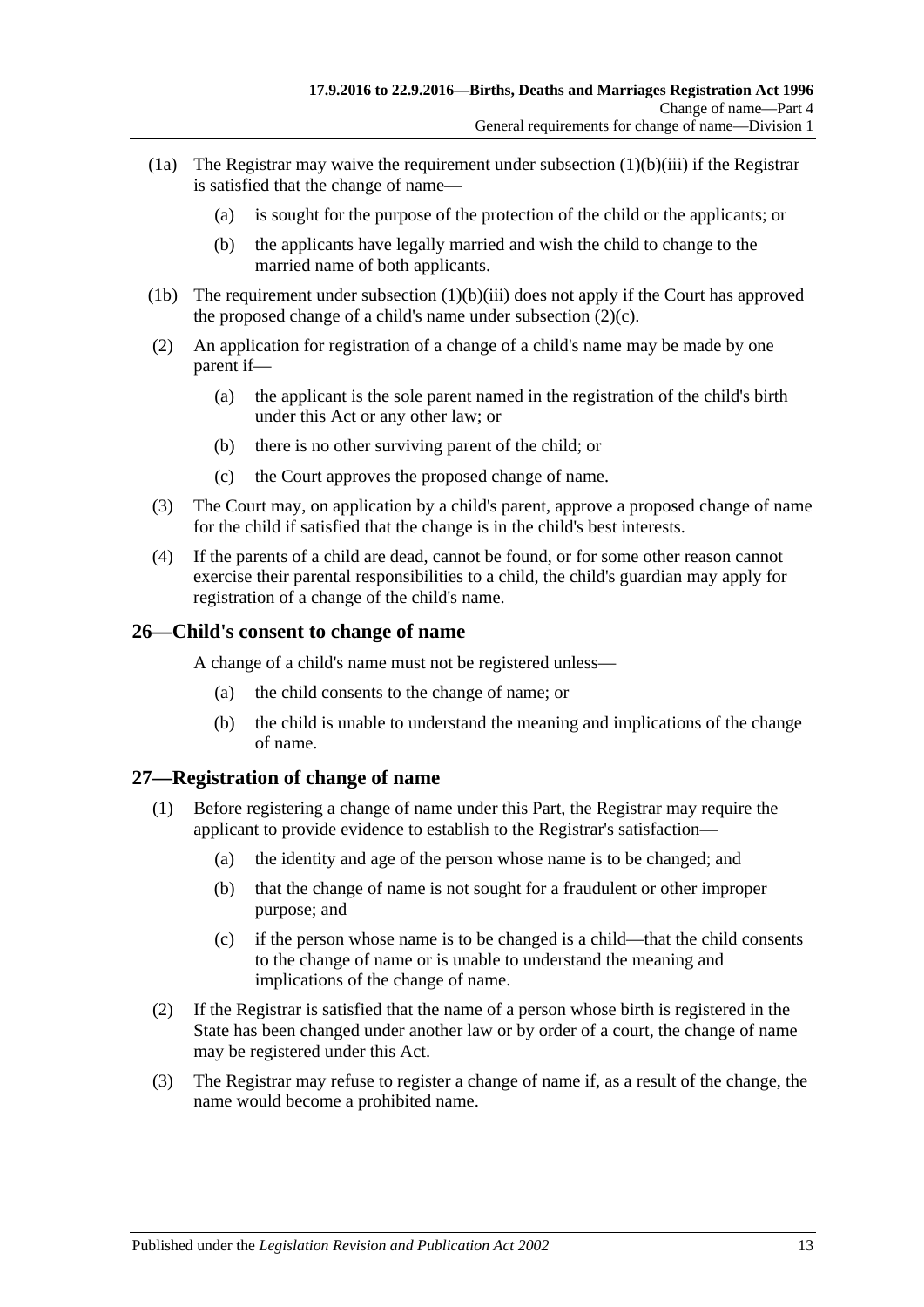(1a) The Registrar may waive the requirement under subsection (1)(b)(iii) if the Registrar is satisfied that the change of name—

(a) is sought for the purpose of the protection of the child or the applicants; or

(b) the applicants have legally married and wish the child to change to the married name of both applicants.

(1b) The requirement under subsection (1)(b)(iii) does not apply if the Court has approved the proposed change of a child's name under subsection (2)(c).

(2) An application for registration of a change of a child's name may be made by one parent if—

(a) the applicant is the sole parent named in the registration of the child's birth under this Act or any other law; or

(b) there is no other surviving parent of the child; or

(c) the Court approves the proposed change of name.

(3) The Court may, on application by a child's parent, approve a proposed change of name for the child if satisfied that the change is in the child's best interests.

(4) If the parents of a child are dead, cannot be found, or for some other reason cannot exercise their parental responsibilities to a child, the child's guardian may apply for registration of a change of the child's name.

## 26—Child's consent to change of name

A change of a child's name must not be registered unless—

(a) the child consents to the change of name; or

(b) the child is unable to understand the meaning and implications of the change of name.

## 27—Registration of change of name

(1) Before registering a change of name under this Part, the Registrar may require the applicant to provide evidence to establish to the Registrar's satisfaction—

(a) the identity and age of the person whose name is to be changed; and

(b) that the change of name is not sought for a fraudulent or other improper purpose; and

(c) if the person whose name is to be changed is a child—that the child consents to the change of name or is unable to understand the meaning and implications of the change of name.

(2) If the Registrar is satisfied that the name of a person whose birth is registered in the State has been changed under another law or by order of a court, the change of name may be registered under this Act.

(3) The Registrar may refuse to register a change of name if, as a result of the change, the name would become a prohibited name.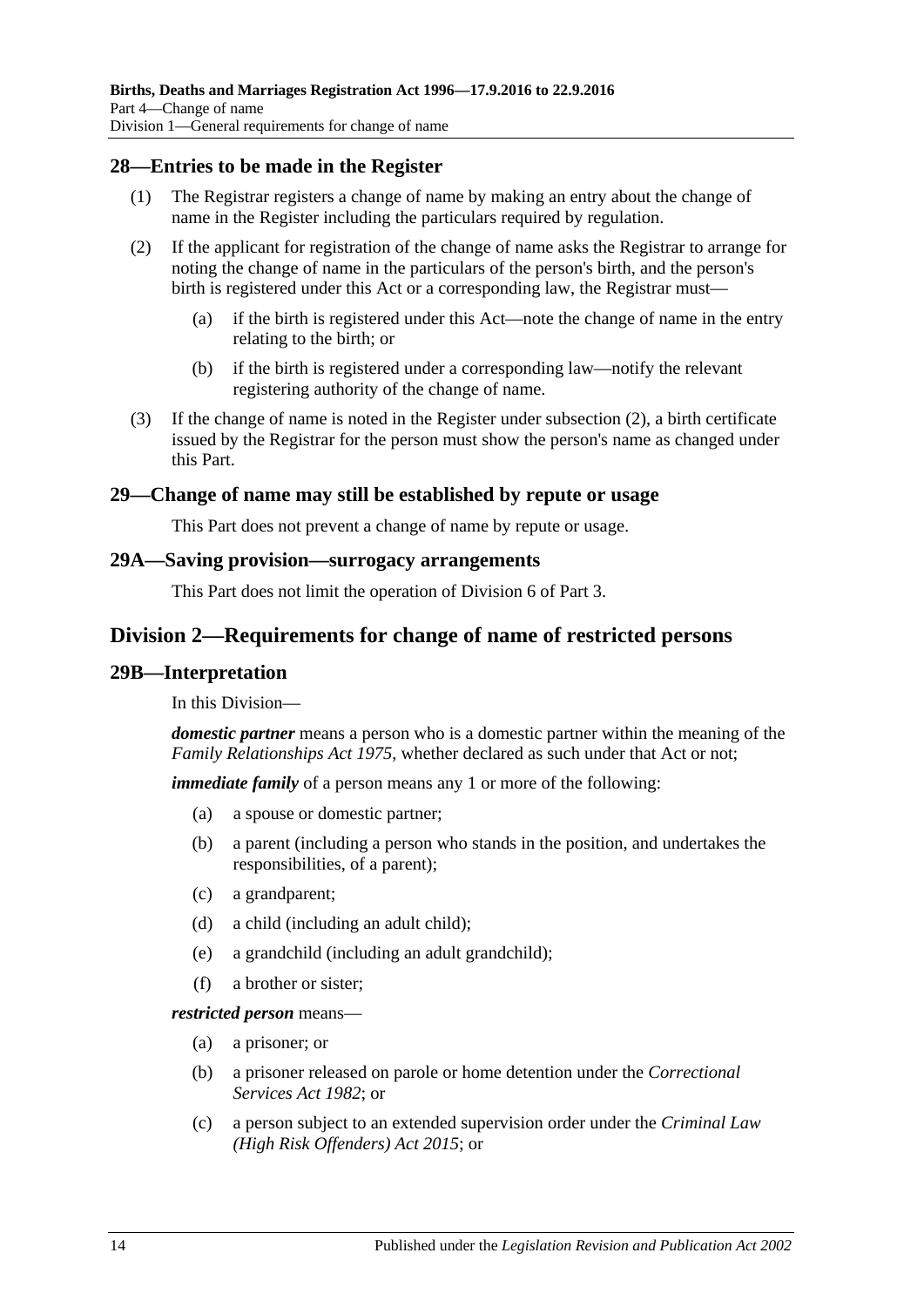## 28—Entries to be made in the Register

(1) The Registrar registers a change of name by making an entry about the change of name in the Register including the particulars required by regulation.

(2) If the applicant for registration of the change of name asks the Registrar to arrange for noting the change of name in the particulars of the person's birth, and the person's birth is registered under this Act or a corresponding law, the Registrar must—

(a) if the birth is registered under this Act—note the change of name in the entry relating to the birth; or

(b) if the birth is registered under a corresponding law—notify the relevant registering authority of the change of name.

(3) If the change of name is noted in the Register under subsection (2), a birth certificate issued by the Registrar for the person must show the person's name as changed under this Part.

## 29—Change of name may still be established by repute or usage

This Part does not prevent a change of name by repute or usage.

## 29A—Saving provision—surrogacy arrangements

This Part does not limit the operation of Division 6 of Part 3.

# Division 2—Requirements for change of name of restricted persons

## 29B—Interpretation

In this Division—

***domestic partner*** means a person who is a domestic partner within the meaning of the *Family Relationships Act 1975*, whether declared as such under that Act or not;

***immediate family*** of a person means any 1 or more of the following:

(a) a spouse or domestic partner;

(b) a parent (including a person who stands in the position, and undertakes the responsibilities, of a parent);

(c) a grandparent;

(d) a child (including an adult child);

(e) a grandchild (including an adult grandchild);

(f) a brother or sister;

***restricted person*** means—

(a) a prisoner; or

(b) a prisoner released on parole or home detention under the *Correctional Services Act 1982*; or

(c) a person subject to an extended supervision order under the *Criminal Law (High Risk Offenders) Act 2015*; or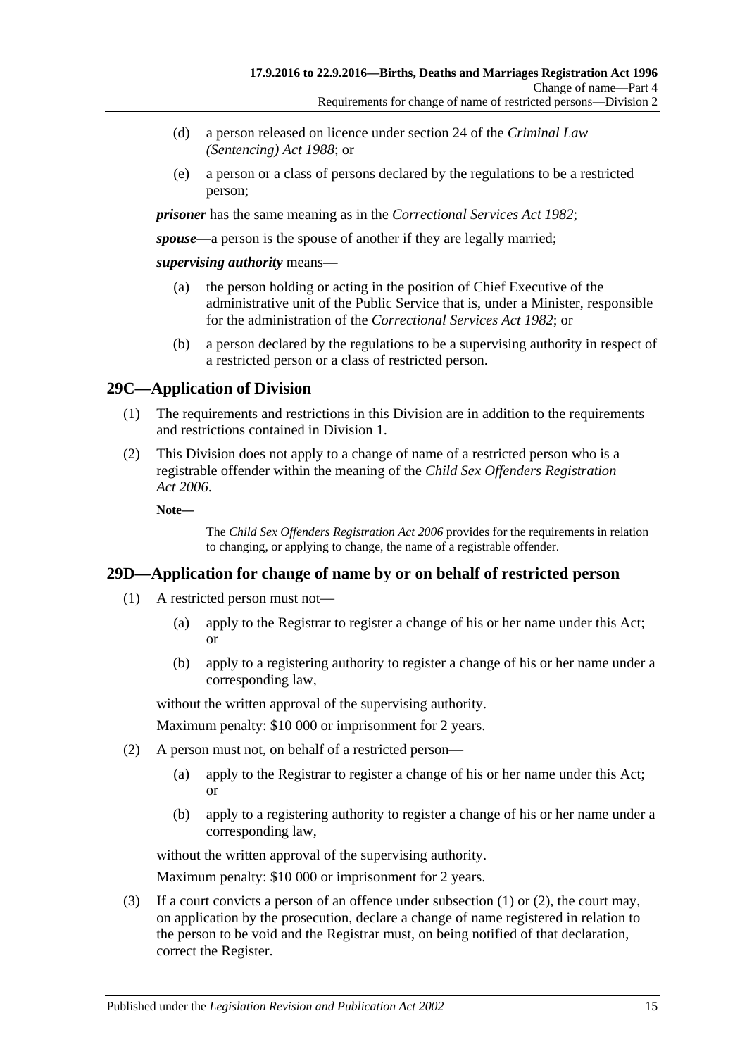(d) a person released on licence under section 24 of the *Criminal Law (Sentencing) Act 1988*; or

(e) a person or a class of persons declared by the regulations to be a restricted person;

***prisoner*** has the same meaning as in the *Correctional Services Act 1982*;

***spouse***—a person is the spouse of another if they are legally married;

***supervising authority*** means—

(a) the person holding or acting in the position of Chief Executive of the administrative unit of the Public Service that is, under a Minister, responsible for the administration of the *Correctional Services Act 1982*; or

(b) a person declared by the regulations to be a supervising authority in respect of a restricted person or a class of restricted person.

## 29C—Application of Division

(1) The requirements and restrictions in this Division are in addition to the requirements and restrictions contained in Division 1.

(2) This Division does not apply to a change of name of a restricted person who is a registrable offender within the meaning of the *Child Sex Offenders Registration Act 2006*.

**Note—**

The *Child Sex Offenders Registration Act 2006* provides for the requirements in relation to changing, or applying to change, the name of a registrable offender.

## 29D—Application for change of name by or on behalf of restricted person

(1) A restricted person must not—

(a) apply to the Registrar to register a change of his or her name under this Act; or

(b) apply to a registering authority to register a change of his or her name under a corresponding law,

without the written approval of the supervising authority.

Maximum penalty: $10 000 or imprisonment for 2 years.

(2) A person must not, on behalf of a restricted person—

(a) apply to the Registrar to register a change of his or her name under this Act; or

(b) apply to a registering authority to register a change of his or her name under a corresponding law,

without the written approval of the supervising authority.

Maximum penalty: $10 000 or imprisonment for 2 years.

(3) If a court convicts a person of an offence under subsection (1) or (2), the court may, on application by the prosecution, declare a change of name registered in relation to the person to be void and the Registrar must, on being notified of that declaration, correct the Register.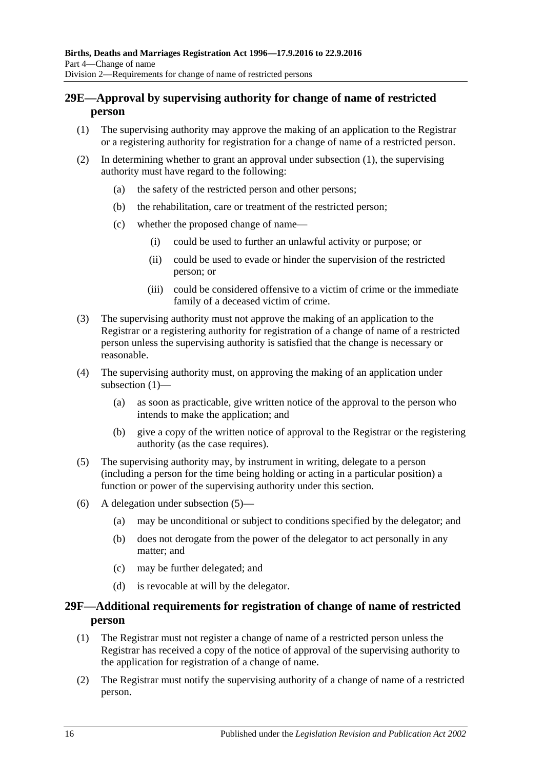## 29E—Approval by supervising authority for change of name of restricted person

(1) The supervising authority may approve the making of an application to the Registrar or a registering authority for registration for a change of name of a restricted person.

(2) In determining whether to grant an approval under subsection (1), the supervising authority must have regard to the following:

(a) the safety of the restricted person and other persons;

(b) the rehabilitation, care or treatment of the restricted person;

(c) whether the proposed change of name—

(i) could be used to further an unlawful activity or purpose; or

(ii) could be used to evade or hinder the supervision of the restricted person; or

(iii) could be considered offensive to a victim of crime or the immediate family of a deceased victim of crime.

(3) The supervising authority must not approve the making of an application to the Registrar or a registering authority for registration of a change of name of a restricted person unless the supervising authority is satisfied that the change is necessary or reasonable.

(4) The supervising authority must, on approving the making of an application under subsection (1)—

(a) as soon as practicable, give written notice of the approval to the person who intends to make the application; and

(b) give a copy of the written notice of approval to the Registrar or the registering authority (as the case requires).

(5) The supervising authority may, by instrument in writing, delegate to a person (including a person for the time being holding or acting in a particular position) a function or power of the supervising authority under this section.

(6) A delegation under subsection (5)—

(a) may be unconditional or subject to conditions specified by the delegator; and

(b) does not derogate from the power of the delegator to act personally in any matter; and

(c) may be further delegated; and

(d) is revocable at will by the delegator.

## 29F—Additional requirements for registration of change of name of restricted person

(1) The Registrar must not register a change of name of a restricted person unless the Registrar has received a copy of the notice of approval of the supervising authority to the application for registration of a change of name.

(2) The Registrar must notify the supervising authority of a change of name of a restricted person.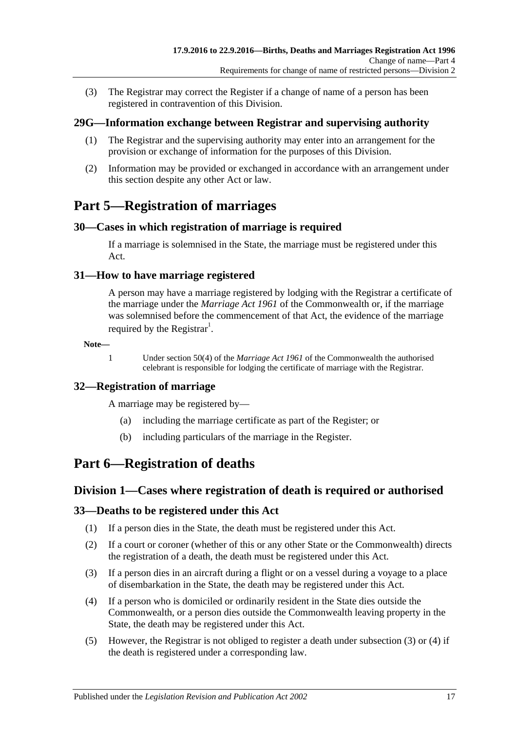(3) The Registrar may correct the Register if a change of name of a person has been registered in contravention of this Division.

### 29G—Information exchange between Registrar and supervising authority

(1) The Registrar and the supervising authority may enter into an arrangement for the provision or exchange of information for the purposes of this Division.

(2) Information may be provided or exchanged in accordance with an arrangement under this section despite any other Act or law.

# Part 5—Registration of marriages

### 30—Cases in which registration of marriage is required

If a marriage is solemnised in the State, the marriage must be registered under this Act.

### 31—How to have marriage registered

A person may have a marriage registered by lodging with the Registrar a certificate of the marriage under the *Marriage Act 1961* of the Commonwealth or, if the marriage was solemnised before the commencement of that Act, the evidence of the marriage required by the Registrar[1].

**Note—**

1 Under section 50(4) of the *Marriage Act 1961* of the Commonwealth the authorised celebrant is responsible for lodging the certificate of marriage with the Registrar.

### 32—Registration of marriage

A marriage may be registered by—

(a) including the marriage certificate as part of the Register; or

(b) including particulars of the marriage in the Register.

# Part 6—Registration of deaths

## Division 1—Cases where registration of death is required or authorised

### 33—Deaths to be registered under this Act

(1) If a person dies in the State, the death must be registered under this Act.

(2) If a court or coroner (whether of this or any other State or the Commonwealth) directs the registration of a death, the death must be registered under this Act.

(3) If a person dies in an aircraft during a flight or on a vessel during a voyage to a place of disembarkation in the State, the death may be registered under this Act.

(4) If a person who is domiciled or ordinarily resident in the State dies outside the Commonwealth, or a person dies outside the Commonwealth leaving property in the State, the death may be registered under this Act.

(5) However, the Registrar is not obliged to register a death under subsection (3) or (4) if the death is registered under a corresponding law.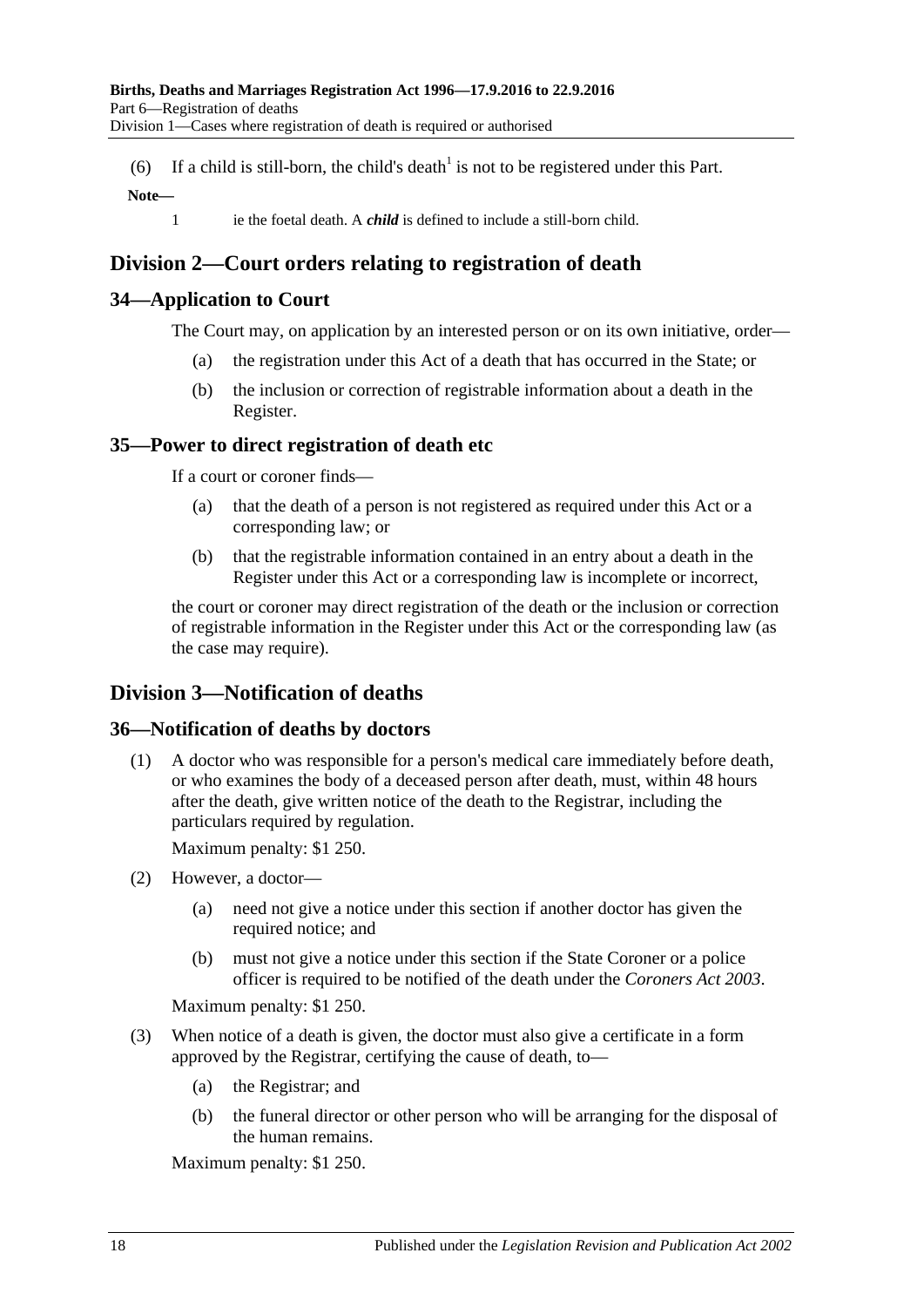(6) If a child is still-born, the child's death[1] is not to be registered under this Part.

**Note—**

1 ie the foetal death. A ***child*** is defined to include a still-born child.

## Division 2—Court orders relating to registration of death

### 34—Application to Court

The Court may, on application by an interested person or on its own initiative, order—

(a) the registration under this Act of a death that has occurred in the State; or

(b) the inclusion or correction of registrable information about a death in the Register.

### 35—Power to direct registration of death etc

If a court or coroner finds—

(a) that the death of a person is not registered as required under this Act or a corresponding law; or

(b) that the registrable information contained in an entry about a death in the Register under this Act or a corresponding law is incomplete or incorrect,

the court or coroner may direct registration of the death or the inclusion or correction of registrable information in the Register under this Act or the corresponding law (as the case may require).

## Division 3—Notification of deaths

### 36—Notification of deaths by doctors

(1) A doctor who was responsible for a person's medical care immediately before death, or who examines the body of a deceased person after death, must, within 48 hours after the death, give written notice of the death to the Registrar, including the particulars required by regulation.

Maximum penalty: $1 250.

(2) However, a doctor—

(a) need not give a notice under this section if another doctor has given the required notice; and

(b) must not give a notice under this section if the State Coroner or a police officer is required to be notified of the death under the *Coroners Act 2003*.

Maximum penalty: $1 250.

(3) When notice of a death is given, the doctor must also give a certificate in a form approved by the Registrar, certifying the cause of death, to—

(a) the Registrar; and

(b) the funeral director or other person who will be arranging for the disposal of the human remains.

Maximum penalty: $1 250.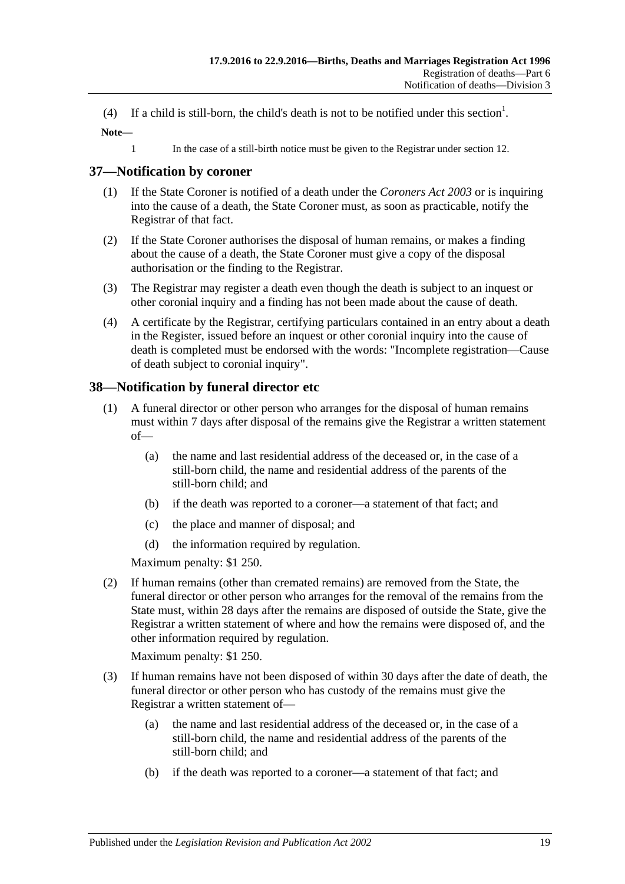(4) If a child is still-born, the child's death is not to be notified under this section[1].

**Note—**

1 In the case of a still-birth notice must be given to the Registrar under section 12.

## 37—Notification by coroner

(1) If the State Coroner is notified of a death under the *Coroners Act 2003* or is inquiring into the cause of a death, the State Coroner must, as soon as practicable, notify the Registrar of that fact.

(2) If the State Coroner authorises the disposal of human remains, or makes a finding about the cause of a death, the State Coroner must give a copy of the disposal authorisation or the finding to the Registrar.

(3) The Registrar may register a death even though the death is subject to an inquest or other coronial inquiry and a finding has not been made about the cause of death.

(4) A certificate by the Registrar, certifying particulars contained in an entry about a death in the Register, issued before an inquest or other coronial inquiry into the cause of death is completed must be endorsed with the words: "Incomplete registration—Cause of death subject to coronial inquiry".

## 38—Notification by funeral director etc

(1) A funeral director or other person who arranges for the disposal of human remains must within 7 days after disposal of the remains give the Registrar a written statement of—

(a) the name and last residential address of the deceased or, in the case of a still-born child, the name and residential address of the parents of the still-born child; and

(b) if the death was reported to a coroner—a statement of that fact; and

(c) the place and manner of disposal; and

(d) the information required by regulation.

Maximum penalty: $1 250.

(2) If human remains (other than cremated remains) are removed from the State, the funeral director or other person who arranges for the removal of the remains from the State must, within 28 days after the remains are disposed of outside the State, give the Registrar a written statement of where and how the remains were disposed of, and the other information required by regulation.

Maximum penalty: $1 250.

(3) If human remains have not been disposed of within 30 days after the date of death, the funeral director or other person who has custody of the remains must give the Registrar a written statement of—

(a) the name and last residential address of the deceased or, in the case of a still-born child, the name and residential address of the parents of the still-born child; and

(b) if the death was reported to a coroner—a statement of that fact; and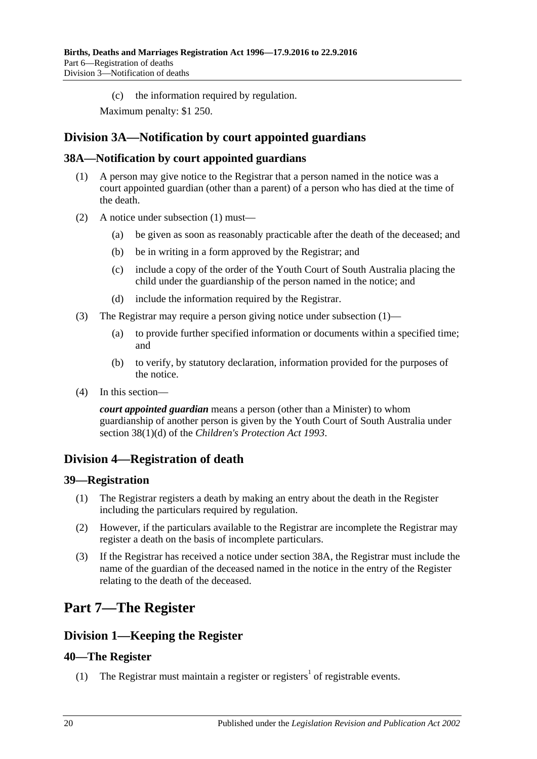(c) the information required by regulation.

Maximum penalty: $1 250.

## Division 3A—Notification by court appointed guardians

### 38A—Notification by court appointed guardians

(1) A person may give notice to the Registrar that a person named in the notice was a court appointed guardian (other than a parent) of a person who has died at the time of the death.

(2) A notice under subsection (1) must—

  (a) be given as soon as reasonably practicable after the death of the deceased; and

  (b) be in writing in a form approved by the Registrar; and

  (c) include a copy of the order of the Youth Court of South Australia placing the child under the guardianship of the person named in the notice; and

  (d) include the information required by the Registrar.

(3) The Registrar may require a person giving notice under subsection (1)—

  (a) to provide further specified information or documents within a specified time; and

  (b) to verify, by statutory declaration, information provided for the purposes of the notice.

(4) In this section—

***court appointed guardian*** means a person (other than a Minister) to whom guardianship of another person is given by the Youth Court of South Australia under section 38(1)(d) of the *Children's Protection Act 1993*.

## Division 4—Registration of death

### 39—Registration

(1) The Registrar registers a death by making an entry about the death in the Register including the particulars required by regulation.

(2) However, if the particulars available to the Registrar are incomplete the Registrar may register a death on the basis of incomplete particulars.

(3) If the Registrar has received a notice under section 38A, the Registrar must include the name of the guardian of the deceased named in the notice in the entry of the Register relating to the death of the deceased.

# Part 7—The Register

## Division 1—Keeping the Register

### 40—The Register

(1) The Registrar must maintain a register or registers[1] of registrable events.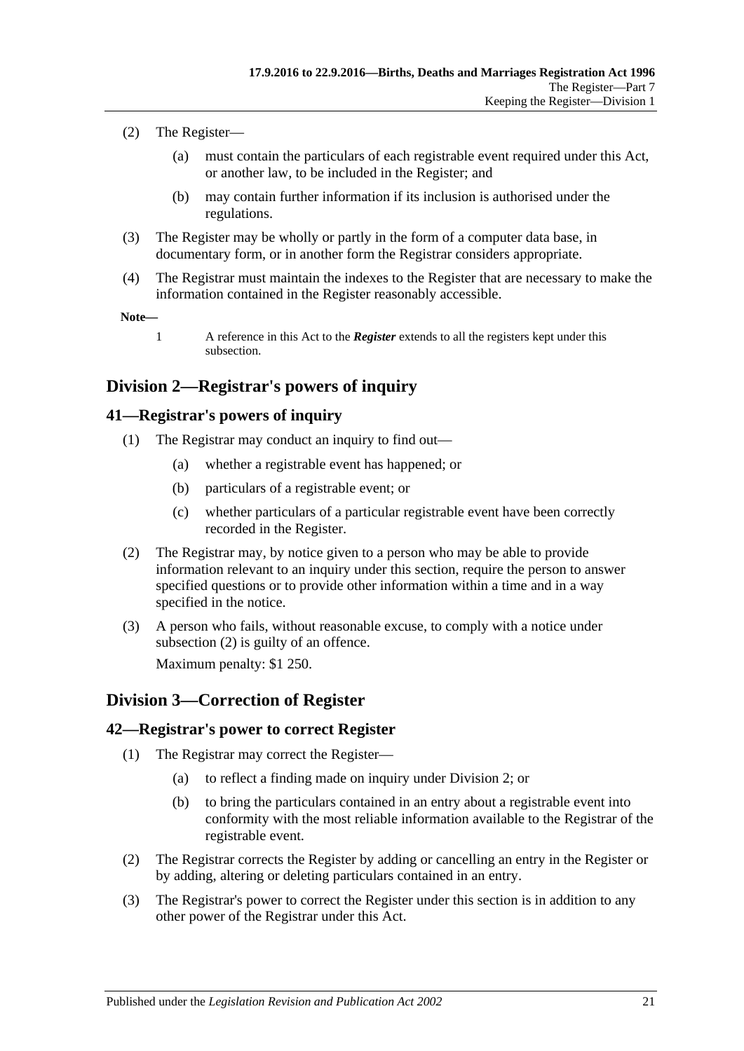(2) The Register—

(a) must contain the particulars of each registrable event required under this Act, or another law, to be included in the Register; and

(b) may contain further information if its inclusion is authorised under the regulations.

(3) The Register may be wholly or partly in the form of a computer data base, in documentary form, or in another form the Registrar considers appropriate.

(4) The Registrar must maintain the indexes to the Register that are necessary to make the information contained in the Register reasonably accessible.

**Note—**

1 A reference in this Act to the ***Register*** extends to all the registers kept under this subsection.

## Division 2—Registrar's powers of inquiry

### 41—Registrar's powers of inquiry

(1) The Registrar may conduct an inquiry to find out—

(a) whether a registrable event has happened; or

(b) particulars of a registrable event; or

(c) whether particulars of a particular registrable event have been correctly recorded in the Register.

(2) The Registrar may, by notice given to a person who may be able to provide information relevant to an inquiry under this section, require the person to answer specified questions or to provide other information within a time and in a way specified in the notice.

(3) A person who fails, without reasonable excuse, to comply with a notice under subsection (2) is guilty of an offence.

Maximum penalty: $1 250.

## Division 3—Correction of Register

### 42—Registrar's power to correct Register

(1) The Registrar may correct the Register—

(a) to reflect a finding made on inquiry under Division 2; or

(b) to bring the particulars contained in an entry about a registrable event into conformity with the most reliable information available to the Registrar of the registrable event.

(2) The Registrar corrects the Register by adding or cancelling an entry in the Register or by adding, altering or deleting particulars contained in an entry.

(3) The Registrar's power to correct the Register under this section is in addition to any other power of the Registrar under this Act.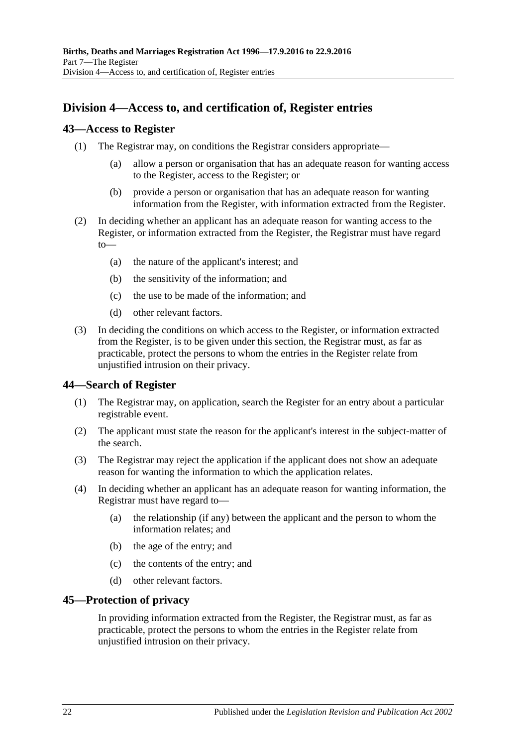## Division 4—Access to, and certification of, Register entries

### 43—Access to Register

(1) The Registrar may, on conditions the Registrar considers appropriate—

(a) allow a person or organisation that has an adequate reason for wanting access to the Register, access to the Register; or

(b) provide a person or organisation that has an adequate reason for wanting information from the Register, with information extracted from the Register.

(2) In deciding whether an applicant has an adequate reason for wanting access to the Register, or information extracted from the Register, the Registrar must have regard to—

(a) the nature of the applicant's interest; and

(b) the sensitivity of the information; and

(c) the use to be made of the information; and

(d) other relevant factors.

(3) In deciding the conditions on which access to the Register, or information extracted from the Register, is to be given under this section, the Registrar must, as far as practicable, protect the persons to whom the entries in the Register relate from unjustified intrusion on their privacy.

### 44—Search of Register

(1) The Registrar may, on application, search the Register for an entry about a particular registrable event.

(2) The applicant must state the reason for the applicant's interest in the subject-matter of the search.

(3) The Registrar may reject the application if the applicant does not show an adequate reason for wanting the information to which the application relates.

(4) In deciding whether an applicant has an adequate reason for wanting information, the Registrar must have regard to—

(a) the relationship (if any) between the applicant and the person to whom the information relates; and

(b) the age of the entry; and

(c) the contents of the entry; and

(d) other relevant factors.

### 45—Protection of privacy

In providing information extracted from the Register, the Registrar must, as far as practicable, protect the persons to whom the entries in the Register relate from unjustified intrusion on their privacy.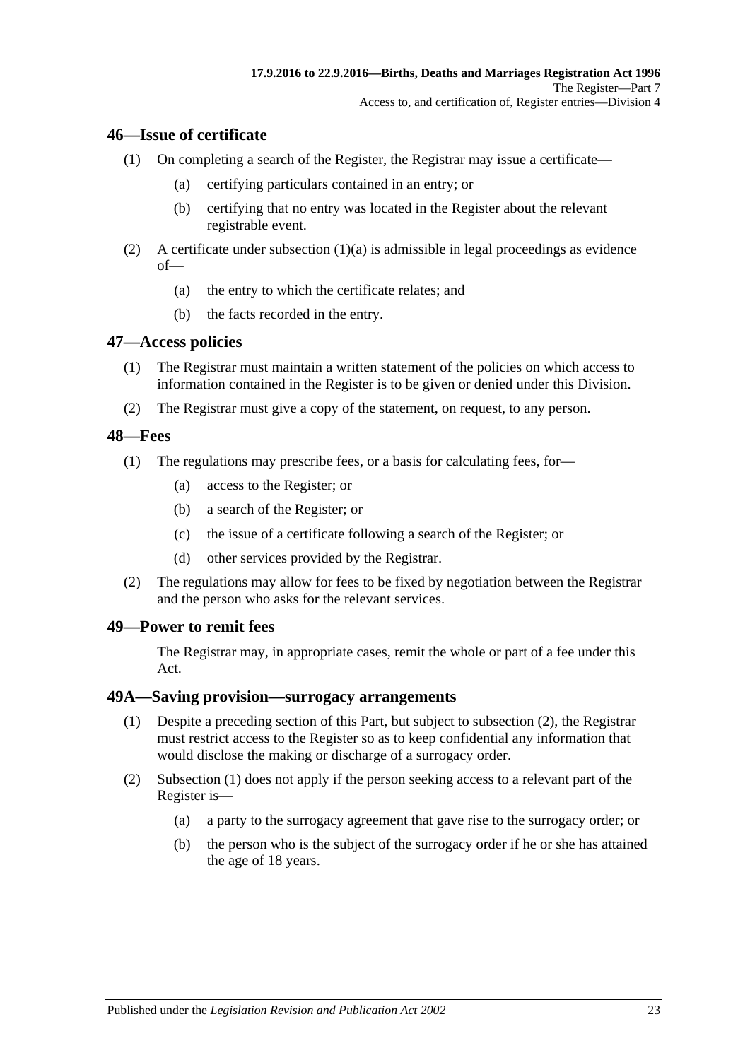## 46—Issue of certificate

(1) On completing a search of the Register, the Registrar may issue a certificate—

- (a) certifying particulars contained in an entry; or
- (b) certifying that no entry was located in the Register about the relevant registrable event.

(2) A certificate under subsection (1)(a) is admissible in legal proceedings as evidence of—

- (a) the entry to which the certificate relates; and
- (b) the facts recorded in the entry.

## 47—Access policies

(1) The Registrar must maintain a written statement of the policies on which access to information contained in the Register is to be given or denied under this Division.

(2) The Registrar must give a copy of the statement, on request, to any person.

## 48—Fees

(1) The regulations may prescribe fees, or a basis for calculating fees, for—

- (a) access to the Register; or
- (b) a search of the Register; or
- (c) the issue of a certificate following a search of the Register; or
- (d) other services provided by the Registrar.

(2) The regulations may allow for fees to be fixed by negotiation between the Registrar and the person who asks for the relevant services.

## 49—Power to remit fees

The Registrar may, in appropriate cases, remit the whole or part of a fee under this Act.

## 49A—Saving provision—surrogacy arrangements

(1) Despite a preceding section of this Part, but subject to subsection (2), the Registrar must restrict access to the Register so as to keep confidential any information that would disclose the making or discharge of a surrogacy order.

(2) Subsection (1) does not apply if the person seeking access to a relevant part of the Register is—

- (a) a party to the surrogacy agreement that gave rise to the surrogacy order; or
- (b) the person who is the subject of the surrogacy order if he or she has attained the age of 18 years.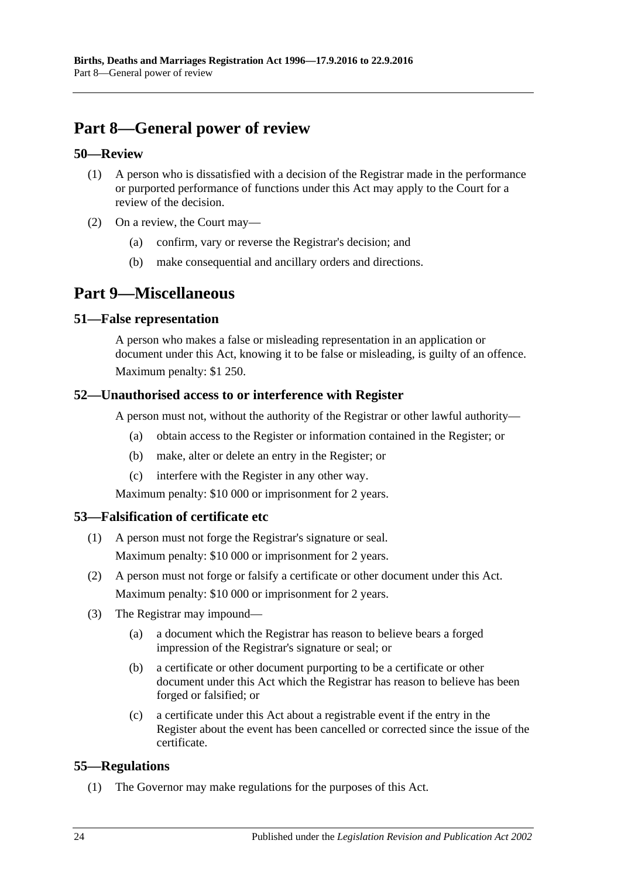# Part 8—General power of review

## 50—Review

(1) A person who is dissatisfied with a decision of the Registrar made in the performance or purported performance of functions under this Act may apply to the Court for a review of the decision.

(2) On a review, the Court may—

- (a) confirm, vary or reverse the Registrar's decision; and
- (b) make consequential and ancillary orders and directions.

# Part 9—Miscellaneous

## 51—False representation

A person who makes a false or misleading representation in an application or document under this Act, knowing it to be false or misleading, is guilty of an offence.

Maximum penalty: $1 250.

## 52—Unauthorised access to or interference with Register

A person must not, without the authority of the Registrar or other lawful authority—

- (a) obtain access to the Register or information contained in the Register; or
- (b) make, alter or delete an entry in the Register; or
- (c) interfere with the Register in any other way.

Maximum penalty: $10 000 or imprisonment for 2 years.

## 53—Falsification of certificate etc

(1) A person must not forge the Registrar's signature or seal.

Maximum penalty: $10 000 or imprisonment for 2 years.

(2) A person must not forge or falsify a certificate or other document under this Act.

Maximum penalty: $10 000 or imprisonment for 2 years.

(3) The Registrar may impound—

- (a) a document which the Registrar has reason to believe bears a forged impression of the Registrar's signature or seal; or
- (b) a certificate or other document purporting to be a certificate or other document under this Act which the Registrar has reason to believe has been forged or falsified; or
- (c) a certificate under this Act about a registrable event if the entry in the Register about the event has been cancelled or corrected since the issue of the certificate.

## 55—Regulations

(1) The Governor may make regulations for the purposes of this Act.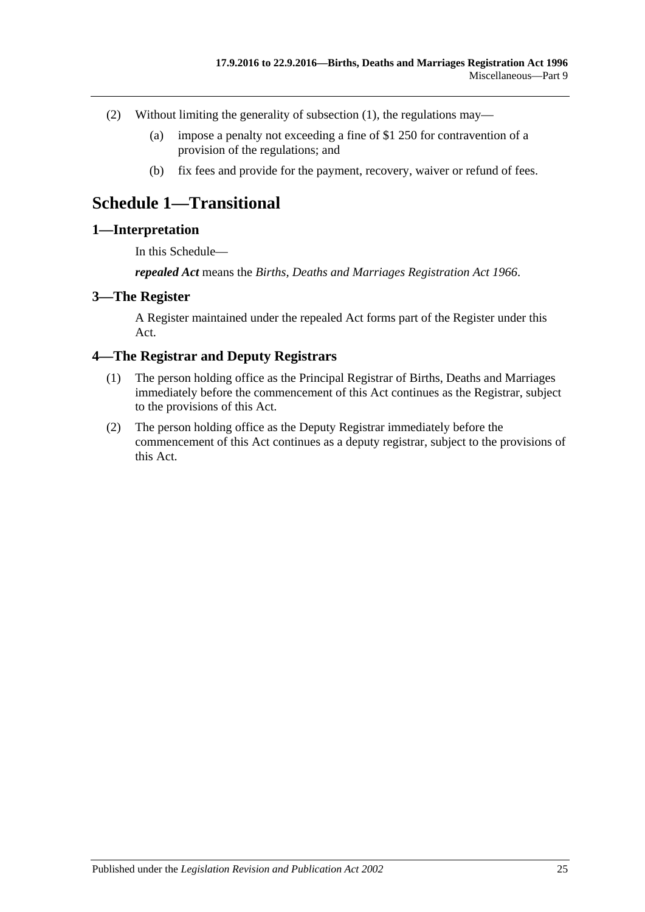(2) Without limiting the generality of subsection (1), the regulations may—

(a) impose a penalty not exceeding a fine of $1 250 for contravention of a provision of the regulations; and

(b) fix fees and provide for the payment, recovery, waiver or refund of fees.

# Schedule 1—Transitional

## 1—Interpretation

In this Schedule—

***repealed Act*** means the *Births, Deaths and Marriages Registration Act 1966*.

## 3—The Register

A Register maintained under the repealed Act forms part of the Register under this Act.

## 4—The Registrar and Deputy Registrars

(1) The person holding office as the Principal Registrar of Births, Deaths and Marriages immediately before the commencement of this Act continues as the Registrar, subject to the provisions of this Act.

(2) The person holding office as the Deputy Registrar immediately before the commencement of this Act continues as a deputy registrar, subject to the provisions of this Act.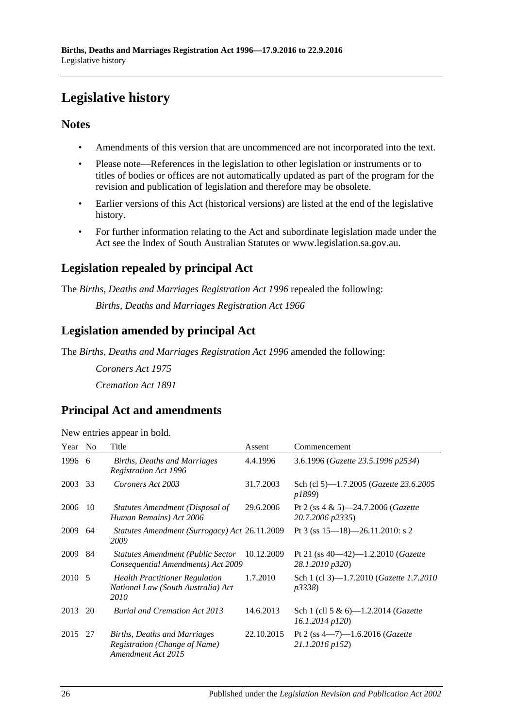# Legislative history

## Notes

- Amendments of this version that are uncommenced are not incorporated into the text.
- Please note—References in the legislation to other legislation or instruments or to titles of bodies or offices are not automatically updated as part of the program for the revision and publication of legislation and therefore may be obsolete.
- Earlier versions of this Act (historical versions) are listed at the end of the legislative history.
- For further information relating to the Act and subordinate legislation made under the Act see the Index of South Australian Statutes or www.legislation.sa.gov.au.

## Legislation repealed by principal Act

The *Births, Deaths and Marriages Registration Act 1996* repealed the following:

*Births, Deaths and Marriages Registration Act 1966*

## Legislation amended by principal Act

The *Births, Deaths and Marriages Registration Act 1996* amended the following:

*Coroners Act 1975*

*Cremation Act 1891*

## Principal Act and amendments

New entries appear in bold.

| Year | No | Title | Assent | Commencement |
|---|---|---|---|---|
| 1996 | 6 | *Births, Deaths and Marriages Registration Act 1996* | 4.4.1996 | 3.6.1996 (*Gazette 23.5.1996 p2534*) |
| 2003 | 33 | *Coroners Act 2003* | 31.7.2003 | Sch (cl 5)—1.7.2005 (*Gazette 23.6.2005 p1899*) |
| 2006 | 10 | *Statutes Amendment (Disposal of Human Remains) Act 2006* | 29.6.2006 | Pt 2 (ss 4 & 5)—24.7.2006 (*Gazette 20.7.2006 p2335*) |
| 2009 | 64 | *Statutes Amendment (Surrogacy) Act 2009* | 26.11.2009 | Pt 3 (ss 15—18)—26.11.2010: s 2 |
| 2009 | 84 | *Statutes Amendment (Public Sector Consequential Amendments) Act 2009* | 10.12.2009 | Pt 21 (ss 40—42)—1.2.2010 (*Gazette 28.1.2010 p320*) |
| 2010 | 5 | *Health Practitioner Regulation National Law (South Australia) Act 2010* | 1.7.2010 | Sch 1 (cl 3)—1.7.2010 (*Gazette 1.7.2010 p3338*) |
| 2013 | 20 | *Burial and Cremation Act 2013* | 14.6.2013 | Sch 1 (cll 5 & 6)—1.2.2014 (*Gazette 16.1.2014 p120*) |
| 2015 | 27 | *Births, Deaths and Marriages Registration (Change of Name) Amendment Act 2015* | 22.10.2015 | Pt 2 (ss 4—7)—1.6.2016 (*Gazette 21.1.2016 p152*) |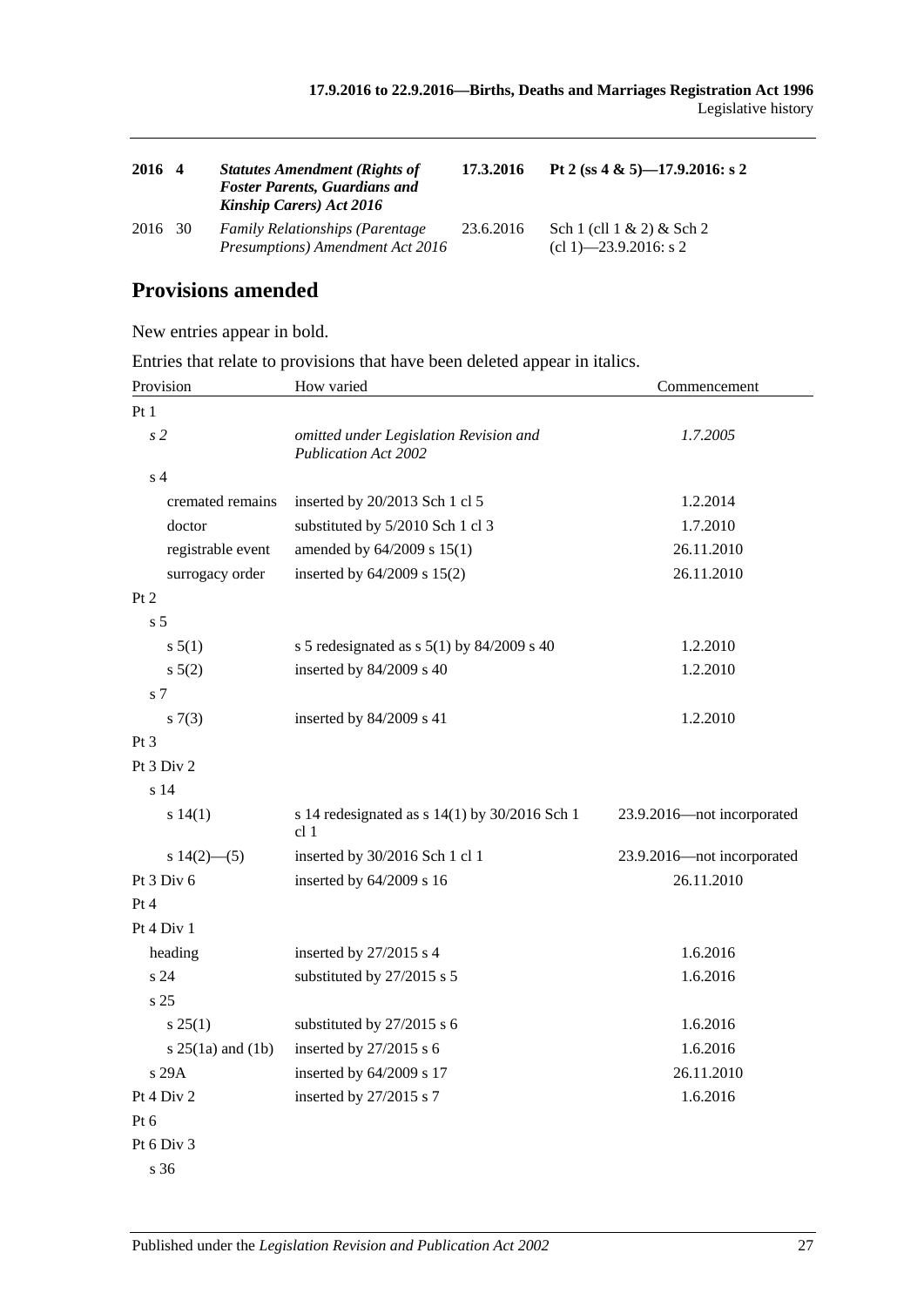| 2016 | 4 | ***Statutes Amendment (Rights of Foster Parents, Guardians and Kinship Carers) Act 2016*** | **17.3.2016** | **Pt 2 (ss 4 & 5)—17.9.2016: s 2** |
|---|---|---|---|---|
| 2016 | 30 | *Family Relationships (Parentage Presumptions) Amendment Act 2016* | 23.6.2016 | Sch 1 (cll 1 & 2) & Sch 2 (cl 1)—23.9.2016: s 2 |

## Provisions amended

New entries appear in bold.

Entries that relate to provisions that have been deleted appear in italics.

| Provision | How varied | Commencement |
|---|---|---|
| Pt 1 | | |
| *s 2* | *omitted under Legislation Revision and Publication Act 2002* | *1.7.2005* |
| s 4 | | |
| cremated remains | inserted by 20/2013 Sch 1 cl 5 | 1.2.2014 |
| doctor | substituted by 5/2010 Sch 1 cl 3 | 1.7.2010 |
| registrable event | amended by 64/2009 s 15(1) | 26.11.2010 |
| surrogacy order | inserted by 64/2009 s 15(2) | 26.11.2010 |
| Pt 2 | | |
| s 5 | | |
| s 5(1) | s 5 redesignated as s 5(1) by 84/2009 s 40 | 1.2.2010 |
| s 5(2) | inserted by 84/2009 s 40 | 1.2.2010 |
| s 7 | | |
| s 7(3) | inserted by 84/2009 s 41 | 1.2.2010 |
| Pt 3 | | |
| Pt 3 Div 2 | | |
| s 14 | | |
| s 14(1) | s 14 redesignated as s 14(1) by 30/2016 Sch 1 cl 1 | 23.9.2016—not incorporated |
| s 14(2)—(5) | inserted by 30/2016 Sch 1 cl 1 | 23.9.2016—not incorporated |
| Pt 3 Div 6 | inserted by 64/2009 s 16 | 26.11.2010 |
| Pt 4 | | |
| Pt 4 Div 1 | | |
| heading | inserted by 27/2015 s 4 | 1.6.2016 |
| s 24 | substituted by 27/2015 s 5 | 1.6.2016 |
| s 25 | | |
| s 25(1) | substituted by 27/2015 s 6 | 1.6.2016 |
| s 25(1a) and (1b) | inserted by 27/2015 s 6 | 1.6.2016 |
| s 29A | inserted by 64/2009 s 17 | 26.11.2010 |
| Pt 4 Div 2 | inserted by 27/2015 s 7 | 1.6.2016 |
| Pt 6 | | |
| Pt 6 Div 3 | | |
| s 36 | | |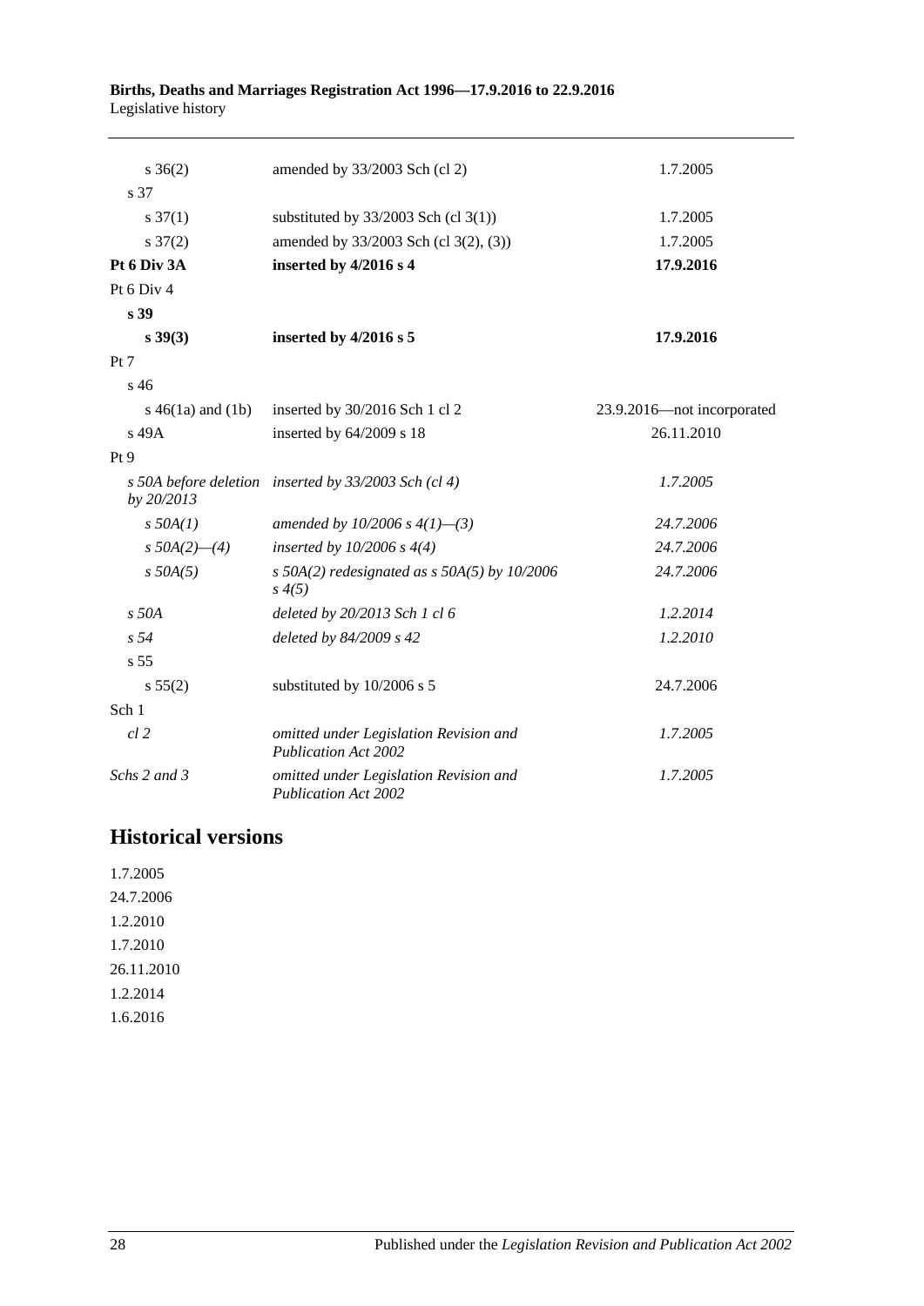| | | |
|---|---|---|
| s 36(2) | amended by 33/2003 Sch (cl 2) | 1.7.2005 |
| s 37 | | |
| s 37(1) | substituted by 33/2003 Sch (cl 3(1)) | 1.7.2005 |
| s 37(2) | amended by 33/2003 Sch (cl 3(2), (3)) | 1.7.2005 |
| **Pt 6 Div 3A** | **inserted by 4/2016 s 4** | **17.9.2016** |
| Pt 6 Div 4 | | |
| **s 39** | | |
| **s 39(3)** | **inserted by 4/2016 s 5** | **17.9.2016** |
| Pt 7 | | |
| s 46 | | |
| s 46(1a) and (1b) | inserted by 30/2016 Sch 1 cl 2 | 23.9.2016—not incorporated |
| s 49A | inserted by 64/2009 s 18 | 26.11.2010 |
| Pt 9 | | |
| *s 50A before deletion by 20/2013* | *inserted by 33/2003 Sch (cl 4)* | *1.7.2005* |
| *s 50A(1)* | *amended by 10/2006 s 4(1)—(3)* | *24.7.2006* |
| *s 50A(2)—(4)* | *inserted by 10/2006 s 4(4)* | *24.7.2006* |
| *s 50A(5)* | *s 50A(2) redesignated as s 50A(5) by 10/2006 s 4(5)* | *24.7.2006* |
| *s 50A* | *deleted by 20/2013 Sch 1 cl 6* | *1.2.2014* |
| *s 54* | *deleted by 84/2009 s 42* | *1.2.2010* |
| s 55 | | |
| s 55(2) | substituted by 10/2006 s 5 | 24.7.2006 |
| Sch 1 | | |
| *cl 2* | *omitted under Legislation Revision and Publication Act 2002* | *1.7.2005* |
| *Schs 2 and 3* | *omitted under Legislation Revision and Publication Act 2002* | *1.7.2005* |

## Historical versions

1.7.2005
24.7.2006
1.2.2010
1.7.2010
26.11.2010
1.2.2014
1.6.2016